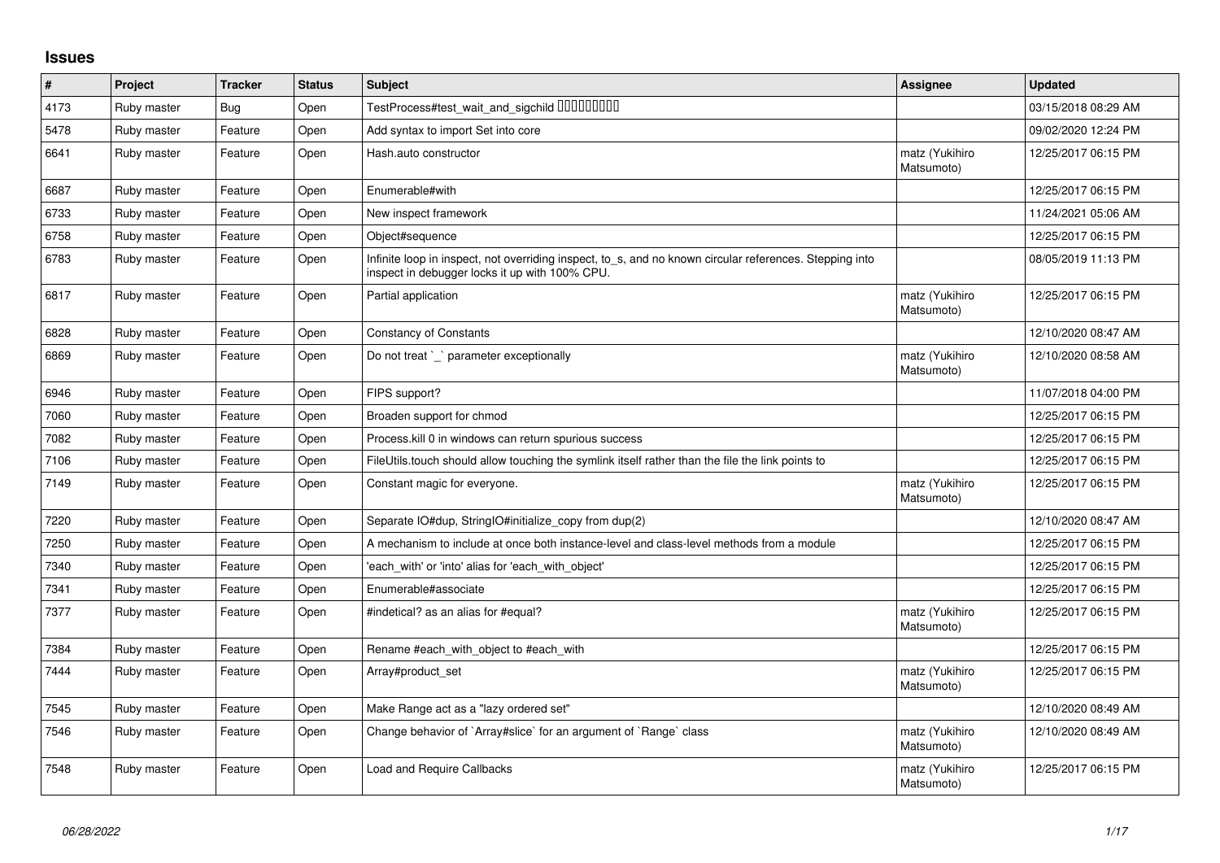## Issues

| # | Project | Tracker | Status | Subject | Assignee | Updated |
|---|---|---|---|---|---|---|
| 4173 | Ruby master | Bug | Open | TestProcess#test_wait_and_sigchild □□□□□□□□□ | | 03/15/2018 08:29 AM |
| 5478 | Ruby master | Feature | Open | Add syntax to import Set into core | | 09/02/2020 12:24 PM |
| 6641 | Ruby master | Feature | Open | Hash.auto constructor | matz (Yukihiro Matsumoto) | 12/25/2017 06:15 PM |
| 6687 | Ruby master | Feature | Open | Enumerable#with | | 12/25/2017 06:15 PM |
| 6733 | Ruby master | Feature | Open | New inspect framework | | 11/24/2021 05:06 AM |
| 6758 | Ruby master | Feature | Open | Object#sequence | | 12/25/2017 06:15 PM |
| 6783 | Ruby master | Feature | Open | Infinite loop in inspect, not overriding inspect, to_s, and no known circular references. Stepping into inspect in debugger locks it up with 100% CPU. | | 08/05/2019 11:13 PM |
| 6817 | Ruby master | Feature | Open | Partial application | matz (Yukihiro Matsumoto) | 12/25/2017 06:15 PM |
| 6828 | Ruby master | Feature | Open | Constancy of Constants | | 12/10/2020 08:47 AM |
| 6869 | Ruby master | Feature | Open | Do not treat `_` parameter exceptionally | matz (Yukihiro Matsumoto) | 12/10/2020 08:58 AM |
| 6946 | Ruby master | Feature | Open | FIPS support? | | 11/07/2018 04:00 PM |
| 7060 | Ruby master | Feature | Open | Broaden support for chmod | | 12/25/2017 06:15 PM |
| 7082 | Ruby master | Feature | Open | Process.kill 0 in windows can return spurious success | | 12/25/2017 06:15 PM |
| 7106 | Ruby master | Feature | Open | FileUtils.touch should allow touching the symlink itself rather than the file the link points to | | 12/25/2017 06:15 PM |
| 7149 | Ruby master | Feature | Open | Constant magic for everyone. | matz (Yukihiro Matsumoto) | 12/25/2017 06:15 PM |
| 7220 | Ruby master | Feature | Open | Separate IO#dup, StringIO#initialize_copy from dup(2) | | 12/10/2020 08:47 AM |
| 7250 | Ruby master | Feature | Open | A mechanism to include at once both instance-level and class-level methods from a module | | 12/25/2017 06:15 PM |
| 7340 | Ruby master | Feature | Open | 'each_with' or 'into' alias for 'each_with_object' | | 12/25/2017 06:15 PM |
| 7341 | Ruby master | Feature | Open | Enumerable#associate | | 12/25/2017 06:15 PM |
| 7377 | Ruby master | Feature | Open | #indetical? as an alias for #equal? | matz (Yukihiro Matsumoto) | 12/25/2017 06:15 PM |
| 7384 | Ruby master | Feature | Open | Rename #each_with_object to #each_with | | 12/25/2017 06:15 PM |
| 7444 | Ruby master | Feature | Open | Array#product_set | matz (Yukihiro Matsumoto) | 12/25/2017 06:15 PM |
| 7545 | Ruby master | Feature | Open | Make Range act as a "lazy ordered set" | | 12/10/2020 08:49 AM |
| 7546 | Ruby master | Feature | Open | Change behavior of `Array#slice` for an argument of `Range` class | matz (Yukihiro Matsumoto) | 12/10/2020 08:49 AM |
| 7548 | Ruby master | Feature | Open | Load and Require Callbacks | matz (Yukihiro Matsumoto) | 12/25/2017 06:15 PM |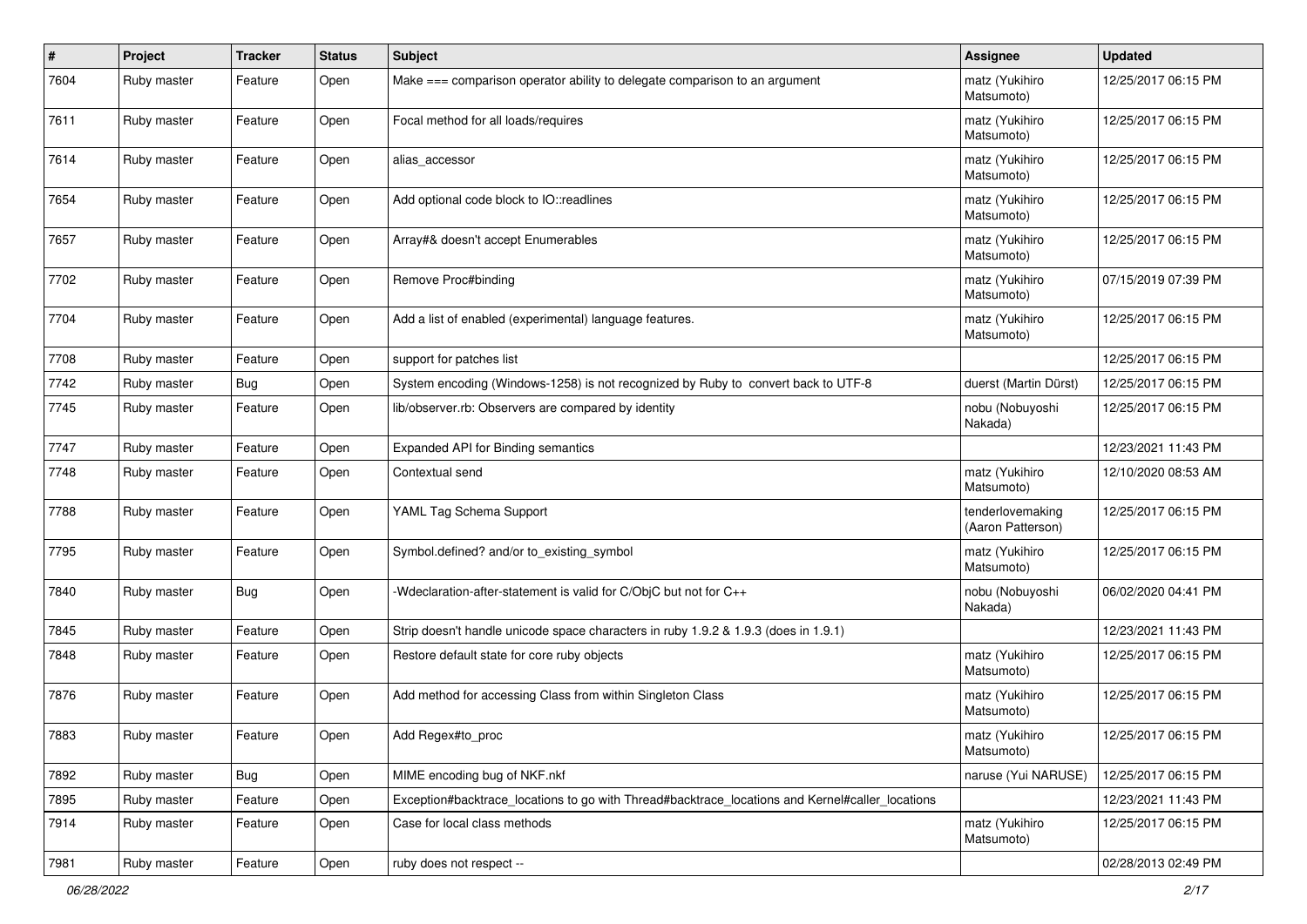| # | Project | Tracker | Status | Subject | Assignee | Updated |
| --- | --- | --- | --- | --- | --- | --- |
| 7604 | Ruby master | Feature | Open | Make === comparison operator ability to delegate comparison to an argument | matz (Yukihiro Matsumoto) | 12/25/2017 06:15 PM |
| 7611 | Ruby master | Feature | Open | Focal method for all loads/requires | matz (Yukihiro Matsumoto) | 12/25/2017 06:15 PM |
| 7614 | Ruby master | Feature | Open | alias_accessor | matz (Yukihiro Matsumoto) | 12/25/2017 06:15 PM |
| 7654 | Ruby master | Feature | Open | Add optional code block to IO::readlines | matz (Yukihiro Matsumoto) | 12/25/2017 06:15 PM |
| 7657 | Ruby master | Feature | Open | Array#& doesn't accept Enumerables | matz (Yukihiro Matsumoto) | 12/25/2017 06:15 PM |
| 7702 | Ruby master | Feature | Open | Remove Proc#binding | matz (Yukihiro Matsumoto) | 07/15/2019 07:39 PM |
| 7704 | Ruby master | Feature | Open | Add a list of enabled (experimental) language features. | matz (Yukihiro Matsumoto) | 12/25/2017 06:15 PM |
| 7708 | Ruby master | Feature | Open | support for patches list | | 12/25/2017 06:15 PM |
| 7742 | Ruby master | Bug | Open | System encoding (Windows-1258) is not recognized by Ruby to convert back to UTF-8 | duerst (Martin Dürst) | 12/25/2017 06:15 PM |
| 7745 | Ruby master | Feature | Open | lib/observer.rb: Observers are compared by identity | nobu (Nobuyoshi Nakada) | 12/25/2017 06:15 PM |
| 7747 | Ruby master | Feature | Open | Expanded API for Binding semantics | | 12/23/2021 11:43 PM |
| 7748 | Ruby master | Feature | Open | Contextual send | matz (Yukihiro Matsumoto) | 12/10/2020 08:53 AM |
| 7788 | Ruby master | Feature | Open | YAML Tag Schema Support | tenderlovemaking (Aaron Patterson) | 12/25/2017 06:15 PM |
| 7795 | Ruby master | Feature | Open | Symbol.defined? and/or to_existing_symbol | matz (Yukihiro Matsumoto) | 12/25/2017 06:15 PM |
| 7840 | Ruby master | Bug | Open | -Wdeclaration-after-statement is valid for C/ObjC but not for C++ | nobu (Nobuyoshi Nakada) | 06/02/2020 04:41 PM |
| 7845 | Ruby master | Feature | Open | Strip doesn't handle unicode space characters in ruby 1.9.2 & 1.9.3 (does in 1.9.1) | | 12/23/2021 11:43 PM |
| 7848 | Ruby master | Feature | Open | Restore default state for core ruby objects | matz (Yukihiro Matsumoto) | 12/25/2017 06:15 PM |
| 7876 | Ruby master | Feature | Open | Add method for accessing Class from within Singleton Class | matz (Yukihiro Matsumoto) | 12/25/2017 06:15 PM |
| 7883 | Ruby master | Feature | Open | Add Regex#to_proc | matz (Yukihiro Matsumoto) | 12/25/2017 06:15 PM |
| 7892 | Ruby master | Bug | Open | MIME encoding bug of NKF.nkf | naruse (Yui NARUSE) | 12/25/2017 06:15 PM |
| 7895 | Ruby master | Feature | Open | Exception#backtrace_locations to go with Thread#backtrace_locations and Kernel#caller_locations | | 12/23/2021 11:43 PM |
| 7914 | Ruby master | Feature | Open | Case for local class methods | matz (Yukihiro Matsumoto) | 12/25/2017 06:15 PM |
| 7981 | Ruby master | Feature | Open | ruby does not respect -- | | 02/28/2013 02:49 PM |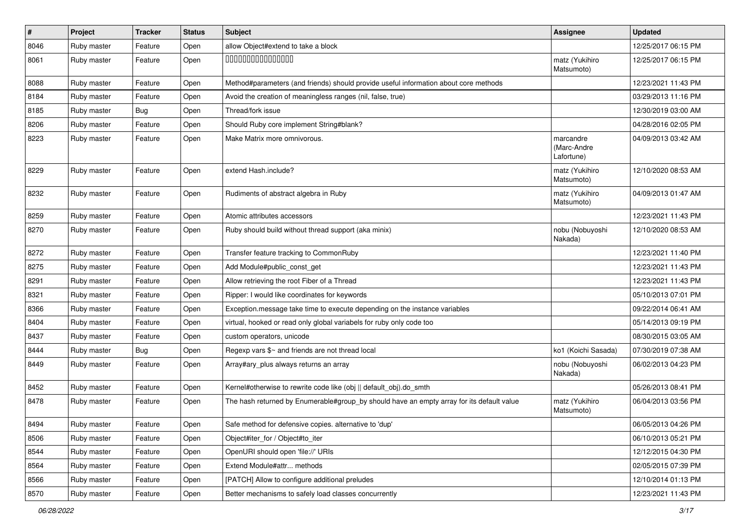| # | Project | Tracker | Status | Subject | Assignee | Updated |
|---|---|---|---|---|---|---|
| 8046 | Ruby master | Feature | Open | allow Object#extend to take a block | | 12/25/2017 06:15 PM |
| 8061 | Ruby master | Feature | Open | 0000000000000000 | matz (Yukihiro Matsumoto) | 12/25/2017 06:15 PM |
| 8088 | Ruby master | Feature | Open | Method#parameters (and friends) should provide useful information about core methods | | 12/23/2021 11:43 PM |
| 8184 | Ruby master | Feature | Open | Avoid the creation of meaningless ranges (nil, false, true) | | 03/29/2013 11:16 PM |
| 8185 | Ruby master | Bug | Open | Thread/fork issue | | 12/30/2019 03:00 AM |
| 8206 | Ruby master | Feature | Open | Should Ruby core implement String#blank? | | 04/28/2016 02:05 PM |
| 8223 | Ruby master | Feature | Open | Make Matrix more omnivorous. | marcandre (Marc-Andre Lafortune) | 04/09/2013 03:42 AM |
| 8229 | Ruby master | Feature | Open | extend Hash.include? | matz (Yukihiro Matsumoto) | 12/10/2020 08:53 AM |
| 8232 | Ruby master | Feature | Open | Rudiments of abstract algebra in Ruby | matz (Yukihiro Matsumoto) | 04/09/2013 01:47 AM |
| 8259 | Ruby master | Feature | Open | Atomic attributes accessors | | 12/23/2021 11:43 PM |
| 8270 | Ruby master | Feature | Open | Ruby should build without thread support (aka minix) | nobu (Nobuyoshi Nakada) | 12/10/2020 08:53 AM |
| 8272 | Ruby master | Feature | Open | Transfer feature tracking to CommonRuby | | 12/23/2021 11:40 PM |
| 8275 | Ruby master | Feature | Open | Add Module#public_const_get | | 12/23/2021 11:43 PM |
| 8291 | Ruby master | Feature | Open | Allow retrieving the root Fiber of a Thread | | 12/23/2021 11:43 PM |
| 8321 | Ruby master | Feature | Open | Ripper: I would like coordinates for keywords | | 05/10/2013 07:01 PM |
| 8366 | Ruby master | Feature | Open | Exception.message take time to execute depending on the instance variables | | 09/22/2014 06:41 AM |
| 8404 | Ruby master | Feature | Open | virtual, hooked or read only global variabels for ruby only code too | | 05/14/2013 09:19 PM |
| 8437 | Ruby master | Feature | Open | custom operators, unicode | | 08/30/2015 03:05 AM |
| 8444 | Ruby master | Bug | Open | Regexp vars $~ and friends are not thread local | ko1 (Koichi Sasada) | 07/30/2019 07:38 AM |
| 8449 | Ruby master | Feature | Open | Array#ary_plus always returns an array | nobu (Nobuyoshi Nakada) | 06/02/2013 04:23 PM |
| 8452 | Ruby master | Feature | Open | Kernel#otherwise to rewrite code like (obj \|\| default_obj).do_smth | | 05/26/2013 08:41 PM |
| 8478 | Ruby master | Feature | Open | The hash returned by Enumerable#group_by should have an empty array for its default value | matz (Yukihiro Matsumoto) | 06/04/2013 03:56 PM |
| 8494 | Ruby master | Feature | Open | Safe method for defensive copies. alternative to 'dup' | | 06/05/2013 04:26 PM |
| 8506 | Ruby master | Feature | Open | Object#iter_for / Object#to_iter | | 06/10/2013 05:21 PM |
| 8544 | Ruby master | Feature | Open | OpenURI should open 'file://' URIs | | 12/12/2015 04:30 PM |
| 8564 | Ruby master | Feature | Open | Extend Module#attr... methods | | 02/05/2015 07:39 PM |
| 8566 | Ruby master | Feature | Open | [PATCH] Allow to configure additional preludes | | 12/10/2014 01:13 PM |
| 8570 | Ruby master | Feature | Open | Better mechanisms to safely load classes concurrently | | 12/23/2021 11:43 PM |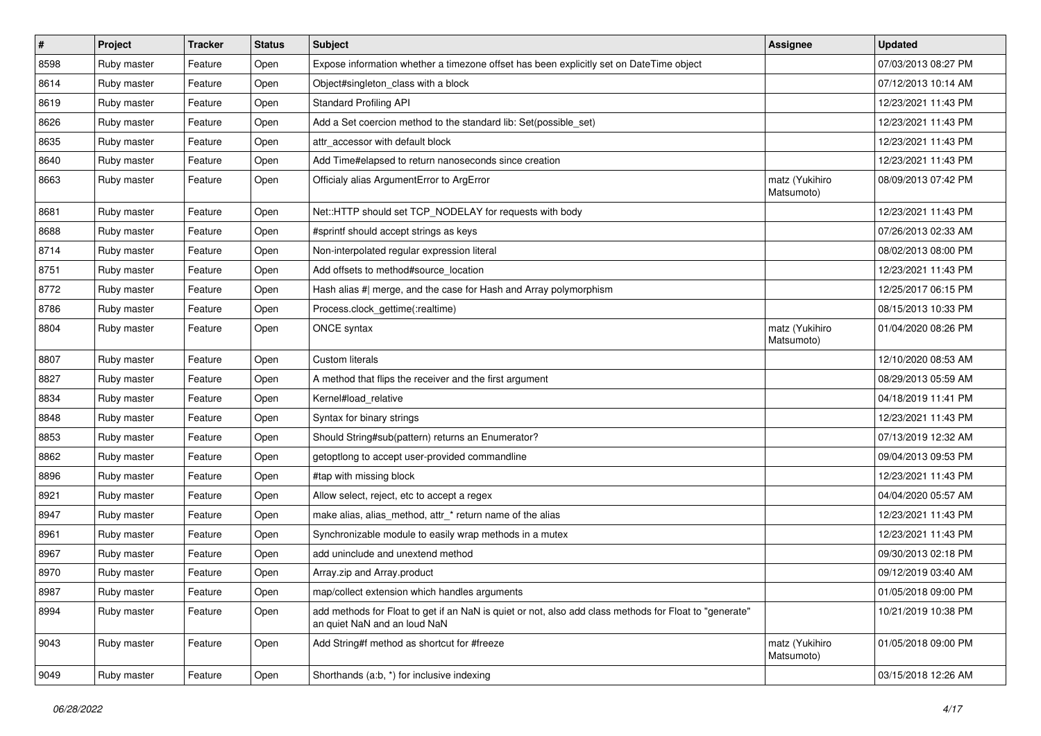| # | Project | Tracker | Status | Subject | Assignee | Updated |
|---|---|---|---|---|---|---|
| 8598 | Ruby master | Feature | Open | Expose information whether a timezone offset has been explicitly set on DateTime object | | 07/03/2013 08:27 PM |
| 8614 | Ruby master | Feature | Open | Object#singleton_class with a block | | 07/12/2013 10:14 AM |
| 8619 | Ruby master | Feature | Open | Standard Profiling API | | 12/23/2021 11:43 PM |
| 8626 | Ruby master | Feature | Open | Add a Set coercion method to the standard lib: Set(possible_set) | | 12/23/2021 11:43 PM |
| 8635 | Ruby master | Feature | Open | attr_accessor with default block | | 12/23/2021 11:43 PM |
| 8640 | Ruby master | Feature | Open | Add Time#elapsed to return nanoseconds since creation | | 12/23/2021 11:43 PM |
| 8663 | Ruby master | Feature | Open | Officialy alias ArgumentError to ArgError | matz (Yukihiro Matsumoto) | 08/09/2013 07:42 PM |
| 8681 | Ruby master | Feature | Open | Net::HTTP should set TCP_NODELAY for requests with body | | 12/23/2021 11:43 PM |
| 8688 | Ruby master | Feature | Open | #sprintf should accept strings as keys | | 07/26/2013 02:33 AM |
| 8714 | Ruby master | Feature | Open | Non-interpolated regular expression literal | | 08/02/2013 08:00 PM |
| 8751 | Ruby master | Feature | Open | Add offsets to method#source_location | | 12/23/2021 11:43 PM |
| 8772 | Ruby master | Feature | Open | Hash alias #\| merge, and the case for Hash and Array polymorphism | | 12/25/2017 06:15 PM |
| 8786 | Ruby master | Feature | Open | Process.clock_gettime(:realtime) | | 08/15/2013 10:33 PM |
| 8804 | Ruby master | Feature | Open | ONCE syntax | matz (Yukihiro Matsumoto) | 01/04/2020 08:26 PM |
| 8807 | Ruby master | Feature | Open | Custom literals | | 12/10/2020 08:53 AM |
| 8827 | Ruby master | Feature | Open | A method that flips the receiver and the first argument | | 08/29/2013 05:59 AM |
| 8834 | Ruby master | Feature | Open | Kernel#load_relative | | 04/18/2019 11:41 PM |
| 8848 | Ruby master | Feature | Open | Syntax for binary strings | | 12/23/2021 11:43 PM |
| 8853 | Ruby master | Feature | Open | Should String#sub(pattern) returns an Enumerator? | | 07/13/2019 12:32 AM |
| 8862 | Ruby master | Feature | Open | getoptlong to accept user-provided commandline | | 09/04/2013 09:53 PM |
| 8896 | Ruby master | Feature | Open | #tap with missing block | | 12/23/2021 11:43 PM |
| 8921 | Ruby master | Feature | Open | Allow select, reject, etc to accept a regex | | 04/04/2020 05:57 AM |
| 8947 | Ruby master | Feature | Open | make alias, alias_method, attr_* return name of the alias | | 12/23/2021 11:43 PM |
| 8961 | Ruby master | Feature | Open | Synchronizable module to easily wrap methods in a mutex | | 12/23/2021 11:43 PM |
| 8967 | Ruby master | Feature | Open | add uninclude and unextend method | | 09/30/2013 02:18 PM |
| 8970 | Ruby master | Feature | Open | Array.zip and Array.product | | 09/12/2019 03:40 AM |
| 8987 | Ruby master | Feature | Open | map/collect extension which handles arguments | | 01/05/2018 09:00 PM |
| 8994 | Ruby master | Feature | Open | add methods for Float to get if an NaN is quiet or not, also add class methods for Float to "generate" an quiet NaN and an loud NaN | | 10/21/2019 10:38 PM |
| 9043 | Ruby master | Feature | Open | Add String#f method as shortcut for #freeze | matz (Yukihiro Matsumoto) | 01/05/2018 09:00 PM |
| 9049 | Ruby master | Feature | Open | Shorthands (a:b, *) for inclusive indexing | | 03/15/2018 12:26 AM |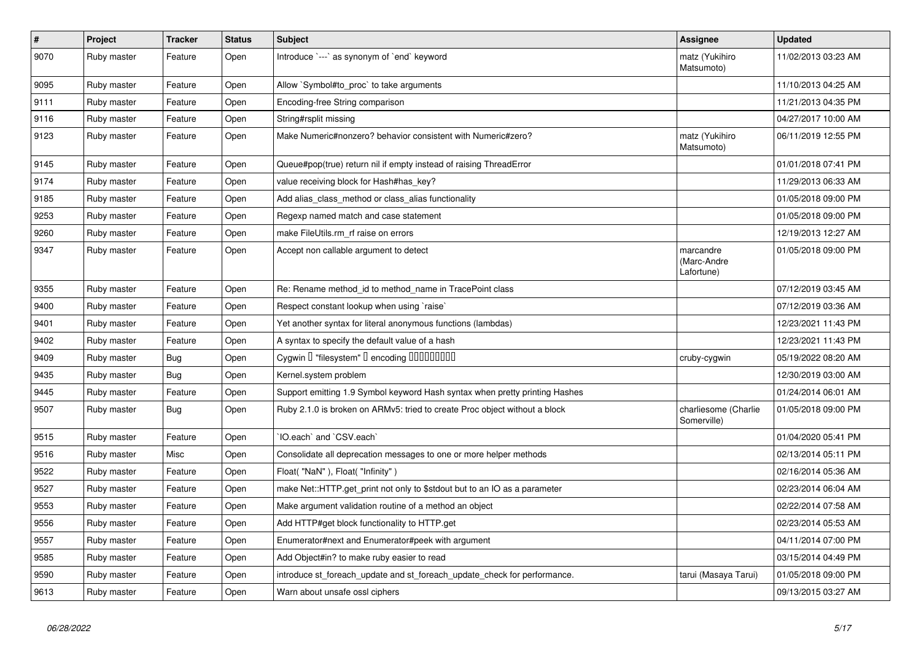| # | Project | Tracker | Status | Subject | Assignee | Updated |
| --- | --- | --- | --- | --- | --- | --- |
| 9070 | Ruby master | Feature | Open | Introduce `---` as synonym of `end` keyword | matz (Yukihiro Matsumoto) | 11/02/2013 03:23 AM |
| 9095 | Ruby master | Feature | Open | Allow `Symbol#to_proc` to take arguments | | 11/10/2013 04:25 AM |
| 9111 | Ruby master | Feature | Open | Encoding-free String comparison | | 11/21/2013 04:35 PM |
| 9116 | Ruby master | Feature | Open | String#rsplit missing | | 04/27/2017 10:00 AM |
| 9123 | Ruby master | Feature | Open | Make Numeric#nonzero? behavior consistent with Numeric#zero? | matz (Yukihiro Matsumoto) | 06/11/2019 12:55 PM |
| 9145 | Ruby master | Feature | Open | Queue#pop(true) return nil if empty instead of raising ThreadError | | 01/01/2018 07:41 PM |
| 9174 | Ruby master | Feature | Open | value receiving block for Hash#has_key? | | 11/29/2013 06:33 AM |
| 9185 | Ruby master | Feature | Open | Add alias_class_method or class_alias functionality | | 01/05/2018 09:00 PM |
| 9253 | Ruby master | Feature | Open | Regexp named match and case statement | | 01/05/2018 09:00 PM |
| 9260 | Ruby master | Feature | Open | make FileUtils.rm_rf raise on errors | | 12/19/2013 12:27 AM |
| 9347 | Ruby master | Feature | Open | Accept non callable argument to detect | marcandre (Marc-Andre Lafortune) | 01/05/2018 09:00 PM |
| 9355 | Ruby master | Feature | Open | Re: Rename method_id to method_name in TracePoint class | | 07/12/2019 03:45 AM |
| 9400 | Ruby master | Feature | Open | Respect constant lookup when using `raise` | | 07/12/2019 03:36 AM |
| 9401 | Ruby master | Feature | Open | Yet another syntax for literal anonymous functions (lambdas) | | 12/23/2021 11:43 PM |
| 9402 | Ruby master | Feature | Open | A syntax to specify the default value of a hash | | 12/23/2021 11:43 PM |
| 9409 | Ruby master | Bug | Open | Cygwin � "filesystem" � encoding ��������� | cruby-cygwin | 05/19/2022 08:20 AM |
| 9435 | Ruby master | Bug | Open | Kernel.system problem | | 12/30/2019 03:00 AM |
| 9445 | Ruby master | Feature | Open | Support emitting 1.9 Symbol keyword Hash syntax when pretty printing Hashes | | 01/24/2014 06:01 AM |
| 9507 | Ruby master | Bug | Open | Ruby 2.1.0 is broken on ARMv5: tried to create Proc object without a block | charliesome (Charlie Somerville) | 01/05/2018 09:00 PM |
| 9515 | Ruby master | Feature | Open | `IO.each` and `CSV.each` | | 01/04/2020 05:41 PM |
| 9516 | Ruby master | Misc | Open | Consolidate all deprecation messages to one or more helper methods | | 02/13/2014 05:11 PM |
| 9522 | Ruby master | Feature | Open | Float( "NaN" ), Float( "Infinity" ) | | 02/16/2014 05:36 AM |
| 9527 | Ruby master | Feature | Open | make Net::HTTP.get_print not only to $stdout but to an IO as a parameter | | 02/23/2014 06:04 AM |
| 9553 | Ruby master | Feature | Open | Make argument validation routine of a method an object | | 02/22/2014 07:58 AM |
| 9556 | Ruby master | Feature | Open | Add HTTP#get block functionality to HTTP.get | | 02/23/2014 05:53 AM |
| 9557 | Ruby master | Feature | Open | Enumerator#next and Enumerator#peek with argument | | 04/11/2014 07:00 PM |
| 9585 | Ruby master | Feature | Open | Add Object#in? to make ruby easier to read | | 03/15/2014 04:49 PM |
| 9590 | Ruby master | Feature | Open | introduce st_foreach_update and st_foreach_update_check for performance. | tarui (Masaya Tarui) | 01/05/2018 09:00 PM |
| 9613 | Ruby master | Feature | Open | Warn about unsafe ossl ciphers | | 09/13/2015 03:27 AM |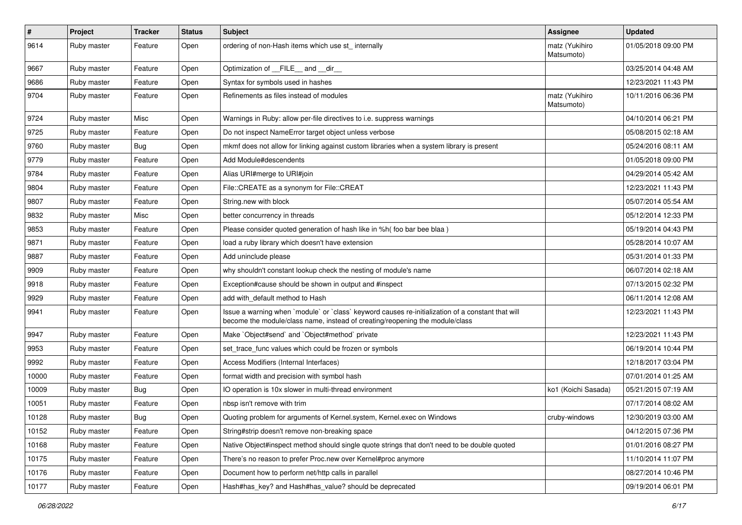| # | Project | Tracker | Status | Subject | Assignee | Updated |
| --- | --- | --- | --- | --- | --- | --- |
| 9614 | Ruby master | Feature | Open | ordering of non-Hash items which use st_ internally | matz (Yukihiro Matsumoto) | 01/05/2018 09:00 PM |
| 9667 | Ruby master | Feature | Open | Optimization of __FILE__ and __dir__ | | 03/25/2014 04:48 AM |
| 9686 | Ruby master | Feature | Open | Syntax for symbols used in hashes | | 12/23/2021 11:43 PM |
| 9704 | Ruby master | Feature | Open | Refinements as files instead of modules | matz (Yukihiro Matsumoto) | 10/11/2016 06:36 PM |
| 9724 | Ruby master | Misc | Open | Warnings in Ruby: allow per-file directives to i.e. suppress warnings | | 04/10/2014 06:21 PM |
| 9725 | Ruby master | Feature | Open | Do not inspect NameError target object unless verbose | | 05/08/2015 02:18 AM |
| 9760 | Ruby master | Bug | Open | mkmf does not allow for linking against custom libraries when a system library is present | | 05/24/2016 08:11 AM |
| 9779 | Ruby master | Feature | Open | Add Module#descendents | | 01/05/2018 09:00 PM |
| 9784 | Ruby master | Feature | Open | Alias URI#merge to URI#join | | 04/29/2014 05:42 AM |
| 9804 | Ruby master | Feature | Open | File::CREATE as a synonym for File::CREAT | | 12/23/2021 11:43 PM |
| 9807 | Ruby master | Feature | Open | String.new with block | | 05/07/2014 05:54 AM |
| 9832 | Ruby master | Misc | Open | better concurrency in threads | | 05/12/2014 12:33 PM |
| 9853 | Ruby master | Feature | Open | Please consider quoted generation of hash like in %h( foo bar bee blaa ) | | 05/19/2014 04:43 PM |
| 9871 | Ruby master | Feature | Open | load a ruby library which doesn't have extension | | 05/28/2014 10:07 AM |
| 9887 | Ruby master | Feature | Open | Add uninclude please | | 05/31/2014 01:33 PM |
| 9909 | Ruby master | Feature | Open | why shouldn't constant lookup check the nesting of module's name | | 06/07/2014 02:18 AM |
| 9918 | Ruby master | Feature | Open | Exception#cause should be shown in output and #inspect | | 07/13/2015 02:32 PM |
| 9929 | Ruby master | Feature | Open | add with_default method to Hash | | 06/11/2014 12:08 AM |
| 9941 | Ruby master | Feature | Open | Issue a warning when `module` or `class` keyword causes re-initialization of a constant that will become the module/class name, instead of creating/reopening the module/class | | 12/23/2021 11:43 PM |
| 9947 | Ruby master | Feature | Open | Make `Object#send` and `Object#method` private | | 12/23/2021 11:43 PM |
| 9953 | Ruby master | Feature | Open | set_trace_func values which could be frozen or symbols | | 06/19/2014 10:44 PM |
| 9992 | Ruby master | Feature | Open | Access Modifiers (Internal Interfaces) | | 12/18/2017 03:04 PM |
| 10000 | Ruby master | Feature | Open | format width and precision with symbol hash | | 07/01/2014 01:25 AM |
| 10009 | Ruby master | Bug | Open | IO operation is 10x slower in multi-thread environment | ko1 (Koichi Sasada) | 05/21/2015 07:19 AM |
| 10051 | Ruby master | Feature | Open | nbsp isn't remove with trim | | 07/17/2014 08:02 AM |
| 10128 | Ruby master | Bug | Open | Quoting problem for arguments of Kernel.system, Kernel.exec on Windows | cruby-windows | 12/30/2019 03:00 AM |
| 10152 | Ruby master | Feature | Open | String#strip doesn't remove non-breaking space | | 04/12/2015 07:36 PM |
| 10168 | Ruby master | Feature | Open | Native Object#inspect method should single quote strings that don't need to be double quoted | | 01/01/2016 08:27 PM |
| 10175 | Ruby master | Feature | Open | There's no reason to prefer Proc.new over Kernel#proc anymore | | 11/10/2014 11:07 PM |
| 10176 | Ruby master | Feature | Open | Document how to perform net/http calls in parallel | | 08/27/2014 10:46 PM |
| 10177 | Ruby master | Feature | Open | Hash#has_key? and Hash#has_value? should be deprecated | | 09/19/2014 06:01 PM |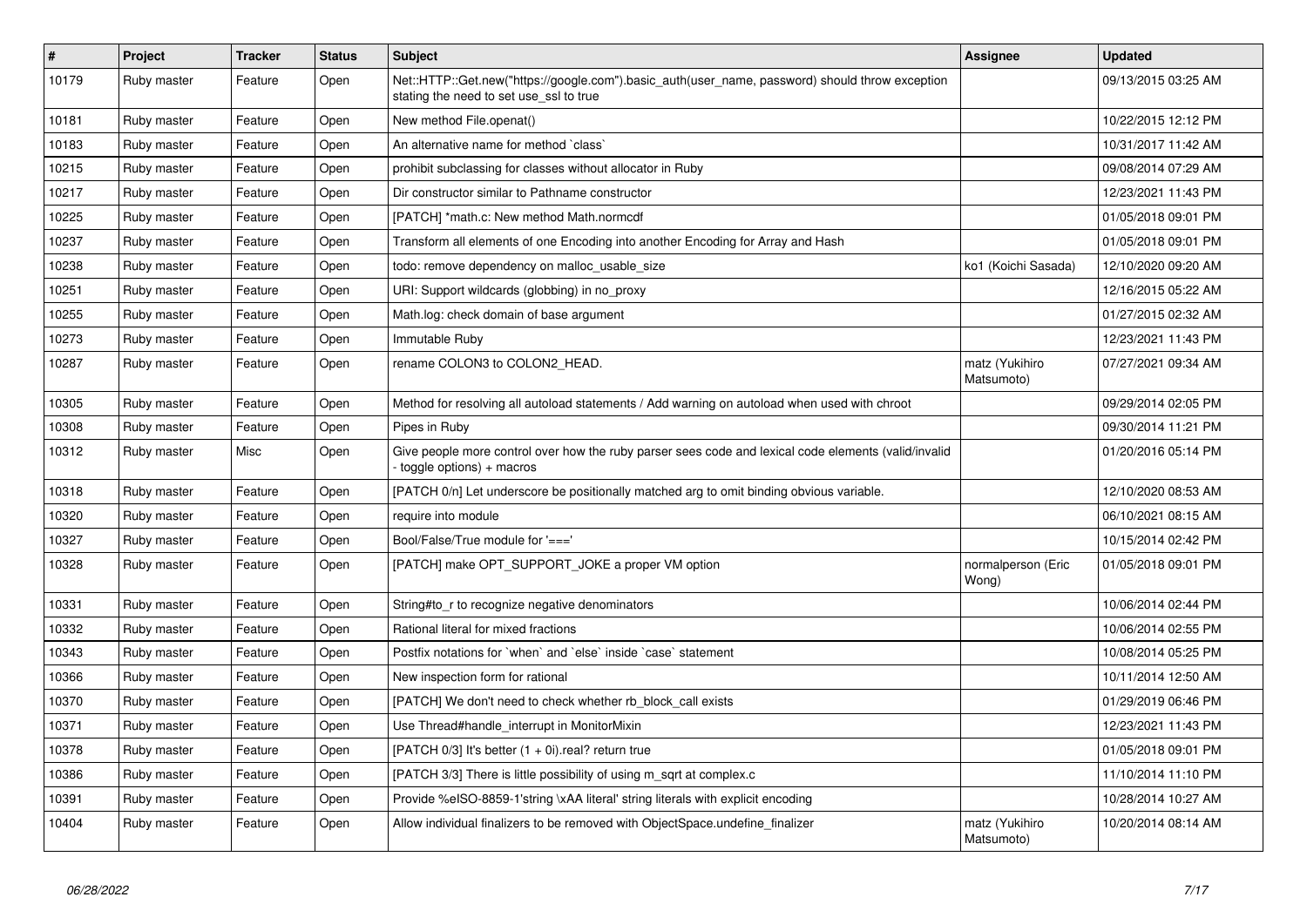| # | Project | Tracker | Status | Subject | Assignee | Updated |
|---|---|---|---|---|---|---|
| 10179 | Ruby master | Feature | Open | Net::HTTP::Get.new("https://google.com").basic_auth(user_name, password) should throw exception stating the need to set use_ssl to true | | 09/13/2015 03:25 AM |
| 10181 | Ruby master | Feature | Open | New method File.openat() | | 10/22/2015 12:12 PM |
| 10183 | Ruby master | Feature | Open | An alternative name for method `class` | | 10/31/2017 11:42 AM |
| 10215 | Ruby master | Feature | Open | prohibit subclassing for classes without allocator in Ruby | | 09/08/2014 07:29 AM |
| 10217 | Ruby master | Feature | Open | Dir constructor similar to Pathname constructor | | 12/23/2021 11:43 PM |
| 10225 | Ruby master | Feature | Open | [PATCH] *math.c: New method Math.normcdf | | 01/05/2018 09:01 PM |
| 10237 | Ruby master | Feature | Open | Transform all elements of one Encoding into another Encoding for Array and Hash | | 01/05/2018 09:01 PM |
| 10238 | Ruby master | Feature | Open | todo: remove dependency on malloc_usable_size | ko1 (Koichi Sasada) | 12/10/2020 09:20 AM |
| 10251 | Ruby master | Feature | Open | URI: Support wildcards (globbing) in no_proxy | | 12/16/2015 05:22 AM |
| 10255 | Ruby master | Feature | Open | Math.log: check domain of base argument | | 01/27/2015 02:32 AM |
| 10273 | Ruby master | Feature | Open | Immutable Ruby | | 12/23/2021 11:43 PM |
| 10287 | Ruby master | Feature | Open | rename COLON3 to COLON2_HEAD. | matz (Yukihiro Matsumoto) | 07/27/2021 09:34 AM |
| 10305 | Ruby master | Feature | Open | Method for resolving all autoload statements / Add warning on autoload when used with chroot | | 09/29/2014 02:05 PM |
| 10308 | Ruby master | Feature | Open | Pipes in Ruby | | 09/30/2014 11:21 PM |
| 10312 | Ruby master | Misc | Open | Give people more control over how the ruby parser sees code and lexical code elements (valid/invalid - toggle options) + macros | | 01/20/2016 05:14 PM |
| 10318 | Ruby master | Feature | Open | [PATCH 0/n] Let underscore be positionally matched arg to omit binding obvious variable. | | 12/10/2020 08:53 AM |
| 10320 | Ruby master | Feature | Open | require into module | | 06/10/2021 08:15 AM |
| 10327 | Ruby master | Feature | Open | Bool/False/True module for '===' | | 10/15/2014 02:42 PM |
| 10328 | Ruby master | Feature | Open | [PATCH] make OPT_SUPPORT_JOKE a proper VM option | normalperson (Eric Wong) | 01/05/2018 09:01 PM |
| 10331 | Ruby master | Feature | Open | String#to_r to recognize negative denominators | | 10/06/2014 02:44 PM |
| 10332 | Ruby master | Feature | Open | Rational literal for mixed fractions | | 10/06/2014 02:55 PM |
| 10343 | Ruby master | Feature | Open | Postfix notations for `when` and `else` inside `case` statement | | 10/08/2014 05:25 PM |
| 10366 | Ruby master | Feature | Open | New inspection form for rational | | 10/11/2014 12:50 AM |
| 10370 | Ruby master | Feature | Open | [PATCH] We don't need to check whether rb_block_call exists | | 01/29/2019 06:46 PM |
| 10371 | Ruby master | Feature | Open | Use Thread#handle_interrupt in MonitorMixin | | 12/23/2021 11:43 PM |
| 10378 | Ruby master | Feature | Open | [PATCH 0/3] It's better (1 + 0i).real? return true | | 01/05/2018 09:01 PM |
| 10386 | Ruby master | Feature | Open | [PATCH 3/3] There is little possibility of using m_sqrt at complex.c | | 11/10/2014 11:10 PM |
| 10391 | Ruby master | Feature | Open | Provide %eISO-8859-1'string \xAA literal' string literals with explicit encoding | | 10/28/2014 10:27 AM |
| 10404 | Ruby master | Feature | Open | Allow individual finalizers to be removed with ObjectSpace.undefine_finalizer | matz (Yukihiro Matsumoto) | 10/20/2014 08:14 AM |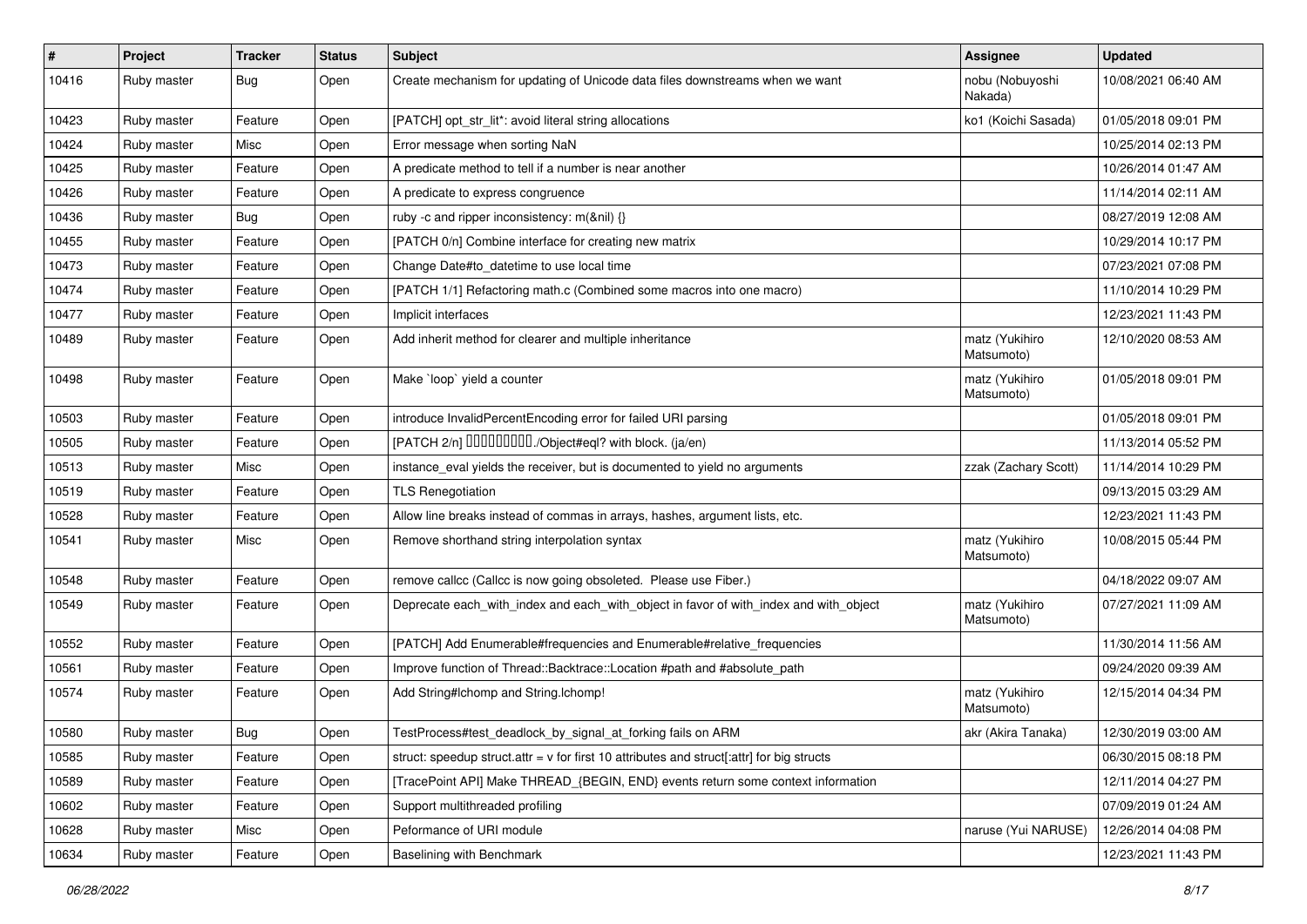| # | Project | Tracker | Status | Subject | Assignee | Updated |
|---|---|---|---|---|---|---|
| 10416 | Ruby master | Bug | Open | Create mechanism for updating of Unicode data files downstreams when we want | nobu (Nobuyoshi Nakada) | 10/08/2021 06:40 AM |
| 10423 | Ruby master | Feature | Open | [PATCH] opt_str_lit*: avoid literal string allocations | ko1 (Koichi Sasada) | 01/05/2018 09:01 PM |
| 10424 | Ruby master | Misc | Open | Error message when sorting NaN | | 10/25/2014 02:13 PM |
| 10425 | Ruby master | Feature | Open | A predicate method to tell if a number is near another | | 10/26/2014 01:47 AM |
| 10426 | Ruby master | Feature | Open | A predicate to express congruence | | 11/14/2014 02:11 AM |
| 10436 | Ruby master | Bug | Open | ruby -c and ripper inconsistency: m(&nil) {} | | 08/27/2019 12:08 AM |
| 10455 | Ruby master | Feature | Open | [PATCH 0/n] Combine interface for creating new matrix | | 10/29/2014 10:17 PM |
| 10473 | Ruby master | Feature | Open | Change Date#to_datetime to use local time | | 07/23/2021 07:08 PM |
| 10474 | Ruby master | Feature | Open | [PATCH 1/1] Refactoring math.c (Combined some macros into one macro) | | 11/10/2014 10:29 PM |
| 10477 | Ruby master | Feature | Open | Implicit interfaces | | 12/23/2021 11:43 PM |
| 10489 | Ruby master | Feature | Open | Add inherit method for clearer and multiple inheritance | matz (Yukihiro Matsumoto) | 12/10/2020 08:53 AM |
| 10498 | Ruby master | Feature | Open | Make `loop` yield a counter | matz (Yukihiro Matsumoto) | 01/05/2018 09:01 PM |
| 10503 | Ruby master | Feature | Open | introduce InvalidPercentEncoding error for failed URI parsing | | 01/05/2018 09:01 PM |
| 10505 | Ruby master | Feature | Open | [PATCH 2/n] 同値分類を利用する集合の分割./Object#eql? with block. (ja/en) | | 11/13/2014 05:52 PM |
| 10513 | Ruby master | Misc | Open | instance_eval yields the receiver, but is documented to yield no arguments | zzak (Zachary Scott) | 11/14/2014 10:29 PM |
| 10519 | Ruby master | Feature | Open | TLS Renegotiation | | 09/13/2015 03:29 AM |
| 10528 | Ruby master | Feature | Open | Allow line breaks instead of commas in arrays, hashes, argument lists, etc. | | 12/23/2021 11:43 PM |
| 10541 | Ruby master | Misc | Open | Remove shorthand string interpolation syntax | matz (Yukihiro Matsumoto) | 10/08/2015 05:44 PM |
| 10548 | Ruby master | Feature | Open | remove callcc (Callcc is now going obsoleted. Please use Fiber.) | | 04/18/2022 09:07 AM |
| 10549 | Ruby master | Feature | Open | Deprecate each_with_index and each_with_object in favor of with_index and with_object | matz (Yukihiro Matsumoto) | 07/27/2021 11:09 AM |
| 10552 | Ruby master | Feature | Open | [PATCH] Add Enumerable#frequencies and Enumerable#relative_frequencies | | 11/30/2014 11:56 AM |
| 10561 | Ruby master | Feature | Open | Improve function of Thread::Backtrace::Location #path and #absolute_path | | 09/24/2020 09:39 AM |
| 10574 | Ruby master | Feature | Open | Add String#lchomp and String.lchomp! | matz (Yukihiro Matsumoto) | 12/15/2014 04:34 PM |
| 10580 | Ruby master | Bug | Open | TestProcess#test_deadlock_by_signal_at_forking fails on ARM | akr (Akira Tanaka) | 12/30/2019 03:00 AM |
| 10585 | Ruby master | Feature | Open | struct: speedup struct.attr = v for first 10 attributes and struct[:attr] for big structs | | 06/30/2015 08:18 PM |
| 10589 | Ruby master | Feature | Open | [TracePoint API] Make THREAD_{BEGIN, END} events return some context information | | 12/11/2014 04:27 PM |
| 10602 | Ruby master | Feature | Open | Support multithreaded profiling | | 07/09/2019 01:24 AM |
| 10628 | Ruby master | Misc | Open | Peformance of URI module | naruse (Yui NARUSE) | 12/26/2014 04:08 PM |
| 10634 | Ruby master | Feature | Open | Baselining with Benchmark | | 12/23/2021 11:43 PM |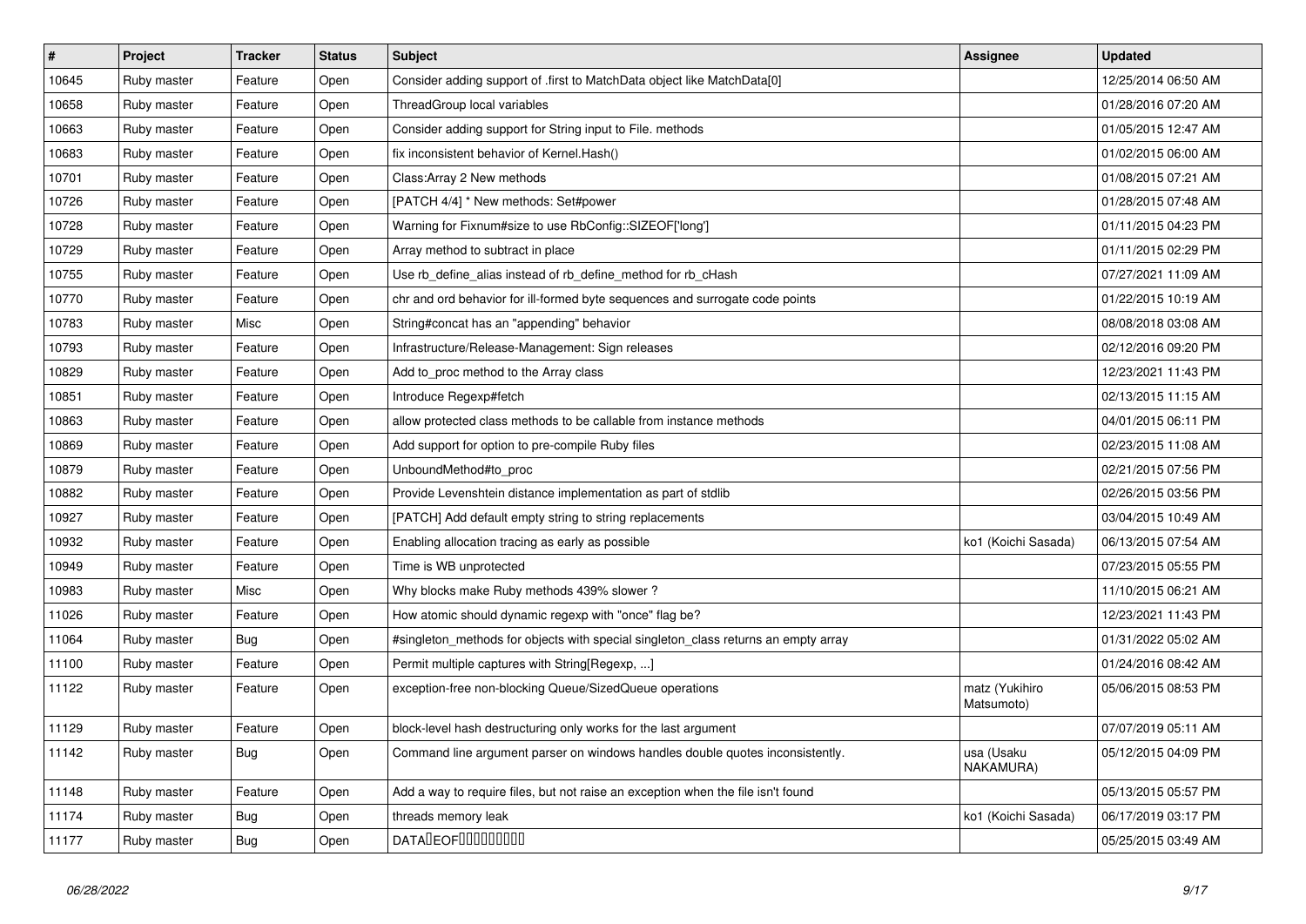| # | Project | Tracker | Status | Subject | Assignee | Updated |
|---|---|---|---|---|---|---|
| 10645 | Ruby master | Feature | Open | Consider adding support of .first to MatchData object like MatchData[0] | | 12/25/2014 06:50 AM |
| 10658 | Ruby master | Feature | Open | ThreadGroup local variables | | 01/28/2016 07:20 AM |
| 10663 | Ruby master | Feature | Open | Consider adding support for String input to File. methods | | 01/05/2015 12:47 AM |
| 10683 | Ruby master | Feature | Open | fix inconsistent behavior of Kernel.Hash() | | 01/02/2015 06:00 AM |
| 10701 | Ruby master | Feature | Open | Class:Array 2 New methods | | 01/08/2015 07:21 AM |
| 10726 | Ruby master | Feature | Open | [PATCH 4/4] * New methods: Set#power | | 01/28/2015 07:48 AM |
| 10728 | Ruby master | Feature | Open | Warning for Fixnum#size to use RbConfig::SIZEOF['long'] | | 01/11/2015 04:23 PM |
| 10729 | Ruby master | Feature | Open | Array method to subtract in place | | 01/11/2015 02:29 PM |
| 10755 | Ruby master | Feature | Open | Use rb_define_alias instead of rb_define_method for rb_cHash | | 07/27/2021 11:09 AM |
| 10770 | Ruby master | Feature | Open | chr and ord behavior for ill-formed byte sequences and surrogate code points | | 01/22/2015 10:19 AM |
| 10783 | Ruby master | Misc | Open | String#concat has an "appending" behavior | | 08/08/2018 03:08 AM |
| 10793 | Ruby master | Feature | Open | Infrastructure/Release-Management: Sign releases | | 02/12/2016 09:20 PM |
| 10829 | Ruby master | Feature | Open | Add to_proc method to the Array class | | 12/23/2021 11:43 PM |
| 10851 | Ruby master | Feature | Open | Introduce Regexp#fetch | | 02/13/2015 11:15 AM |
| 10863 | Ruby master | Feature | Open | allow protected class methods to be callable from instance methods | | 04/01/2015 06:11 PM |
| 10869 | Ruby master | Feature | Open | Add support for option to pre-compile Ruby files | | 02/23/2015 11:08 AM |
| 10879 | Ruby master | Feature | Open | UnboundMethod#to_proc | | 02/21/2015 07:56 PM |
| 10882 | Ruby master | Feature | Open | Provide Levenshtein distance implementation as part of stdlib | | 02/26/2015 03:56 PM |
| 10927 | Ruby master | Feature | Open | [PATCH] Add default empty string to string replacements | | 03/04/2015 10:49 AM |
| 10932 | Ruby master | Feature | Open | Enabling allocation tracing as early as possible | ko1 (Koichi Sasada) | 06/13/2015 07:54 AM |
| 10949 | Ruby master | Feature | Open | Time is WB unprotected | | 07/23/2015 05:55 PM |
| 10983 | Ruby master | Misc | Open | Why blocks make Ruby methods 439% slower ? | | 11/10/2015 06:21 AM |
| 11026 | Ruby master | Feature | Open | How atomic should dynamic regexp with "once" flag be? | | 12/23/2021 11:43 PM |
| 11064 | Ruby master | Bug | Open | #singleton_methods for objects with special singleton_class returns an empty array | | 01/31/2022 05:02 AM |
| 11100 | Ruby master | Feature | Open | Permit multiple captures with String[Regexp, ...] | | 01/24/2016 08:42 AM |
| 11122 | Ruby master | Feature | Open | exception-free non-blocking Queue/SizedQueue operations | matz (Yukihiro Matsumoto) | 05/06/2015 08:53 PM |
| 11129 | Ruby master | Feature | Open | block-level hash destructuring only works for the last argument | | 07/07/2019 05:11 AM |
| 11142 | Ruby master | Bug | Open | Command line argument parser on windows handles double quotes inconsistently. | usa (Usaku NAKAMURA) | 05/12/2015 04:09 PM |
| 11148 | Ruby master | Feature | Open | Add a way to require files, but not raise an exception when the file isn't found | | 05/13/2015 05:57 PM |
| 11174 | Ruby master | Bug | Open | threads memory leak | ko1 (Koichi Sasada) | 06/17/2019 03:17 PM |
| 11177 | Ruby master | Bug | Open | DATA�EOF��������� | | 05/25/2015 03:49 AM |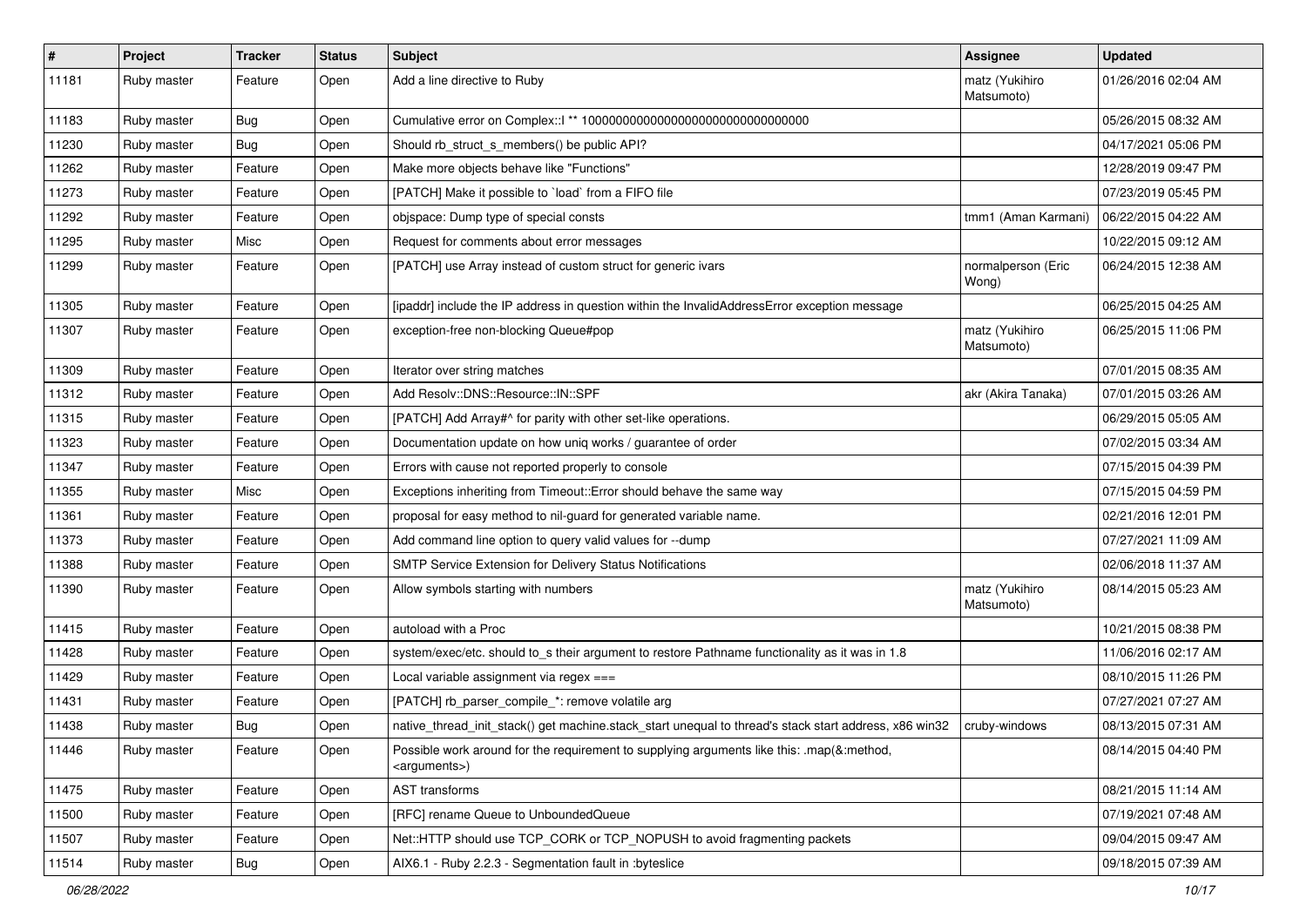| # | Project | Tracker | Status | Subject | Assignee | Updated |
|---|---|---|---|---|---|---|
| 11181 | Ruby master | Feature | Open | Add a line directive to Ruby | matz (Yukihiro Matsumoto) | 01/26/2016 02:04 AM |
| 11183 | Ruby master | Bug | Open | Cumulative error on Complex::I ** 100000000000000000000000000000000 | | 05/26/2015 08:32 AM |
| 11230 | Ruby master | Bug | Open | Should rb_struct_s_members() be public API? | | 04/17/2021 05:06 PM |
| 11262 | Ruby master | Feature | Open | Make more objects behave like "Functions" | | 12/28/2019 09:47 PM |
| 11273 | Ruby master | Feature | Open | [PATCH] Make it possible to `load` from a FIFO file | | 07/23/2019 05:45 PM |
| 11292 | Ruby master | Feature | Open | objspace: Dump type of special consts | tmm1 (Aman Karmani) | 06/22/2015 04:22 AM |
| 11295 | Ruby master | Misc | Open | Request for comments about error messages | | 10/22/2015 09:12 AM |
| 11299 | Ruby master | Feature | Open | [PATCH] use Array instead of custom struct for generic ivars | normalperson (Eric Wong) | 06/24/2015 12:38 AM |
| 11305 | Ruby master | Feature | Open | [ipaddr] include the IP address in question within the InvalidAddressError exception message | | 06/25/2015 04:25 AM |
| 11307 | Ruby master | Feature | Open | exception-free non-blocking Queue#pop | matz (Yukihiro Matsumoto) | 06/25/2015 11:06 PM |
| 11309 | Ruby master | Feature | Open | Iterator over string matches | | 07/01/2015 08:35 AM |
| 11312 | Ruby master | Feature | Open | Add Resolv::DNS::Resource::IN::SPF | akr (Akira Tanaka) | 07/01/2015 03:26 AM |
| 11315 | Ruby master | Feature | Open | [PATCH] Add Array#^ for parity with other set-like operations. | | 06/29/2015 05:05 AM |
| 11323 | Ruby master | Feature | Open | Documentation update on how uniq works / guarantee of order | | 07/02/2015 03:34 AM |
| 11347 | Ruby master | Feature | Open | Errors with cause not reported properly to console | | 07/15/2015 04:39 PM |
| 11355 | Ruby master | Misc | Open | Exceptions inheriting from Timeout::Error should behave the same way | | 07/15/2015 04:59 PM |
| 11361 | Ruby master | Feature | Open | proposal for easy method to nil-guard for generated variable name. | | 02/21/2016 12:01 PM |
| 11373 | Ruby master | Feature | Open | Add command line option to query valid values for --dump | | 07/27/2021 11:09 AM |
| 11388 | Ruby master | Feature | Open | SMTP Service Extension for Delivery Status Notifications | | 02/06/2018 11:37 AM |
| 11390 | Ruby master | Feature | Open | Allow symbols starting with numbers | matz (Yukihiro Matsumoto) | 08/14/2015 05:23 AM |
| 11415 | Ruby master | Feature | Open | autoload with a Proc | | 10/21/2015 08:38 PM |
| 11428 | Ruby master | Feature | Open | system/exec/etc. should to_s their argument to restore Pathname functionality as it was in 1.8 | | 11/06/2016 02:17 AM |
| 11429 | Ruby master | Feature | Open | Local variable assignment via regex === | | 08/10/2015 11:26 PM |
| 11431 | Ruby master | Feature | Open | [PATCH] rb_parser_compile_*: remove volatile arg | | 07/27/2021 07:27 AM |
| 11438 | Ruby master | Bug | Open | native_thread_init_stack() get machine.stack_start unequal to thread's stack start address, x86 win32 | cruby-windows | 08/13/2015 07:31 AM |
| 11446 | Ruby master | Feature | Open | Possible work around for the requirement to supplying arguments like this: .map(&:method, <arguments>) | | 08/14/2015 04:40 PM |
| 11475 | Ruby master | Feature | Open | AST transforms | | 08/21/2015 11:14 AM |
| 11500 | Ruby master | Feature | Open | [RFC] rename Queue to UnboundedQueue | | 07/19/2021 07:48 AM |
| 11507 | Ruby master | Feature | Open | Net::HTTP should use TCP_CORK or TCP_NOPUSH to avoid fragmenting packets | | 09/04/2015 09:47 AM |
| 11514 | Ruby master | Bug | Open | AIX6.1 - Ruby 2.2.3 - Segmentation fault in :byteslice | | 09/18/2015 07:39 AM |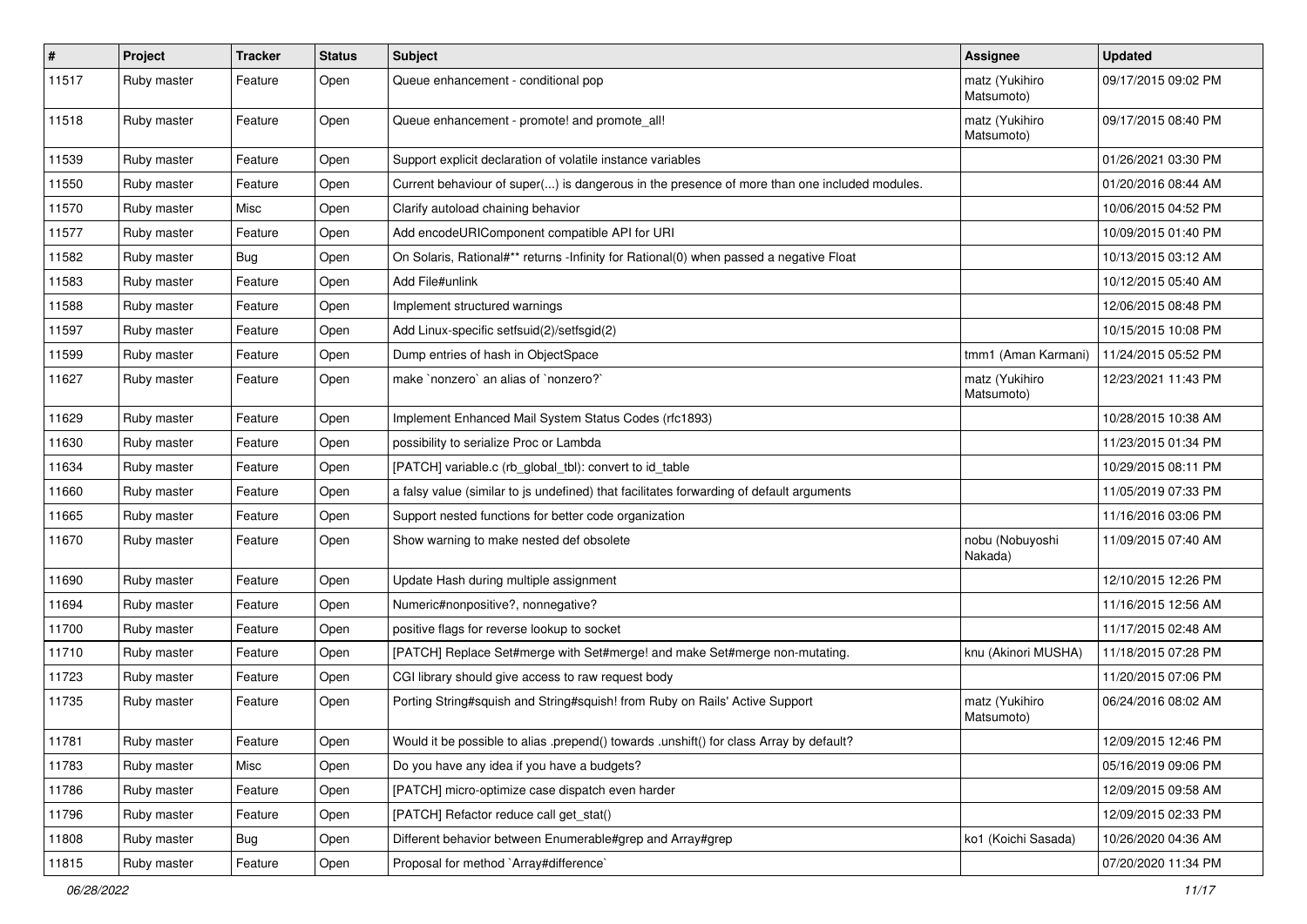| # | Project | Tracker | Status | Subject | Assignee | Updated |
|---|---|---|---|---|---|---|
| 11517 | Ruby master | Feature | Open | Queue enhancement - conditional pop | matz (Yukihiro Matsumoto) | 09/17/2015 09:02 PM |
| 11518 | Ruby master | Feature | Open | Queue enhancement - promote! and promote_all! | matz (Yukihiro Matsumoto) | 09/17/2015 08:40 PM |
| 11539 | Ruby master | Feature | Open | Support explicit declaration of volatile instance variables | | 01/26/2021 03:30 PM |
| 11550 | Ruby master | Feature | Open | Current behaviour of super(...) is dangerous in the presence of more than one included modules. | | 01/20/2016 08:44 AM |
| 11570 | Ruby master | Misc | Open | Clarify autoload chaining behavior | | 10/06/2015 04:52 PM |
| 11577 | Ruby master | Feature | Open | Add encodeURIComponent compatible API for URI | | 10/09/2015 01:40 PM |
| 11582 | Ruby master | Bug | Open | On Solaris, Rational#** returns -Infinity for Rational(0) when passed a negative Float | | 10/13/2015 03:12 AM |
| 11583 | Ruby master | Feature | Open | Add File#unlink | | 10/12/2015 05:40 AM |
| 11588 | Ruby master | Feature | Open | Implement structured warnings | | 12/06/2015 08:48 PM |
| 11597 | Ruby master | Feature | Open | Add Linux-specific setfsuid(2)/setfsgid(2) | | 10/15/2015 10:08 PM |
| 11599 | Ruby master | Feature | Open | Dump entries of hash in ObjectSpace | tmm1 (Aman Karmani) | 11/24/2015 05:52 PM |
| 11627 | Ruby master | Feature | Open | make `nonzero` an alias of `nonzero?` | matz (Yukihiro Matsumoto) | 12/23/2021 11:43 PM |
| 11629 | Ruby master | Feature | Open | Implement Enhanced Mail System Status Codes (rfc1893) | | 10/28/2015 10:38 AM |
| 11630 | Ruby master | Feature | Open | possibility to serialize Proc or Lambda | | 11/23/2015 01:34 PM |
| 11634 | Ruby master | Feature | Open | [PATCH] variable.c (rb_global_tbl): convert to id_table | | 10/29/2015 08:11 PM |
| 11660 | Ruby master | Feature | Open | a falsy value (similar to js undefined) that facilitates forwarding of default arguments | | 11/05/2019 07:33 PM |
| 11665 | Ruby master | Feature | Open | Support nested functions for better code organization | | 11/16/2016 03:06 PM |
| 11670 | Ruby master | Feature | Open | Show warning to make nested def obsolete | nobu (Nobuyoshi Nakada) | 11/09/2015 07:40 AM |
| 11690 | Ruby master | Feature | Open | Update Hash during multiple assignment | | 12/10/2015 12:26 PM |
| 11694 | Ruby master | Feature | Open | Numeric#nonpositive?, nonnegative? | | 11/16/2015 12:56 AM |
| 11700 | Ruby master | Feature | Open | positive flags for reverse lookup to socket | | 11/17/2015 02:48 AM |
| 11710 | Ruby master | Feature | Open | [PATCH] Replace Set#merge with Set#merge! and make Set#merge non-mutating. | knu (Akinori MUSHA) | 11/18/2015 07:28 PM |
| 11723 | Ruby master | Feature | Open | CGI library should give access to raw request body | | 11/20/2015 07:06 PM |
| 11735 | Ruby master | Feature | Open | Porting String#squish and String#squish! from Ruby on Rails' Active Support | matz (Yukihiro Matsumoto) | 06/24/2016 08:02 AM |
| 11781 | Ruby master | Feature | Open | Would it be possible to alias .prepend() towards .unshift() for class Array by default? | | 12/09/2015 12:46 PM |
| 11783 | Ruby master | Misc | Open | Do you have any idea if you have a budgets? | | 05/16/2019 09:06 PM |
| 11786 | Ruby master | Feature | Open | [PATCH] micro-optimize case dispatch even harder | | 12/09/2015 09:58 AM |
| 11796 | Ruby master | Feature | Open | [PATCH] Refactor reduce call get_stat() | | 12/09/2015 02:33 PM |
| 11808 | Ruby master | Bug | Open | Different behavior between Enumerable#grep and Array#grep | ko1 (Koichi Sasada) | 10/26/2020 04:36 AM |
| 11815 | Ruby master | Feature | Open | Proposal for method `Array#difference` | | 07/20/2020 11:34 PM |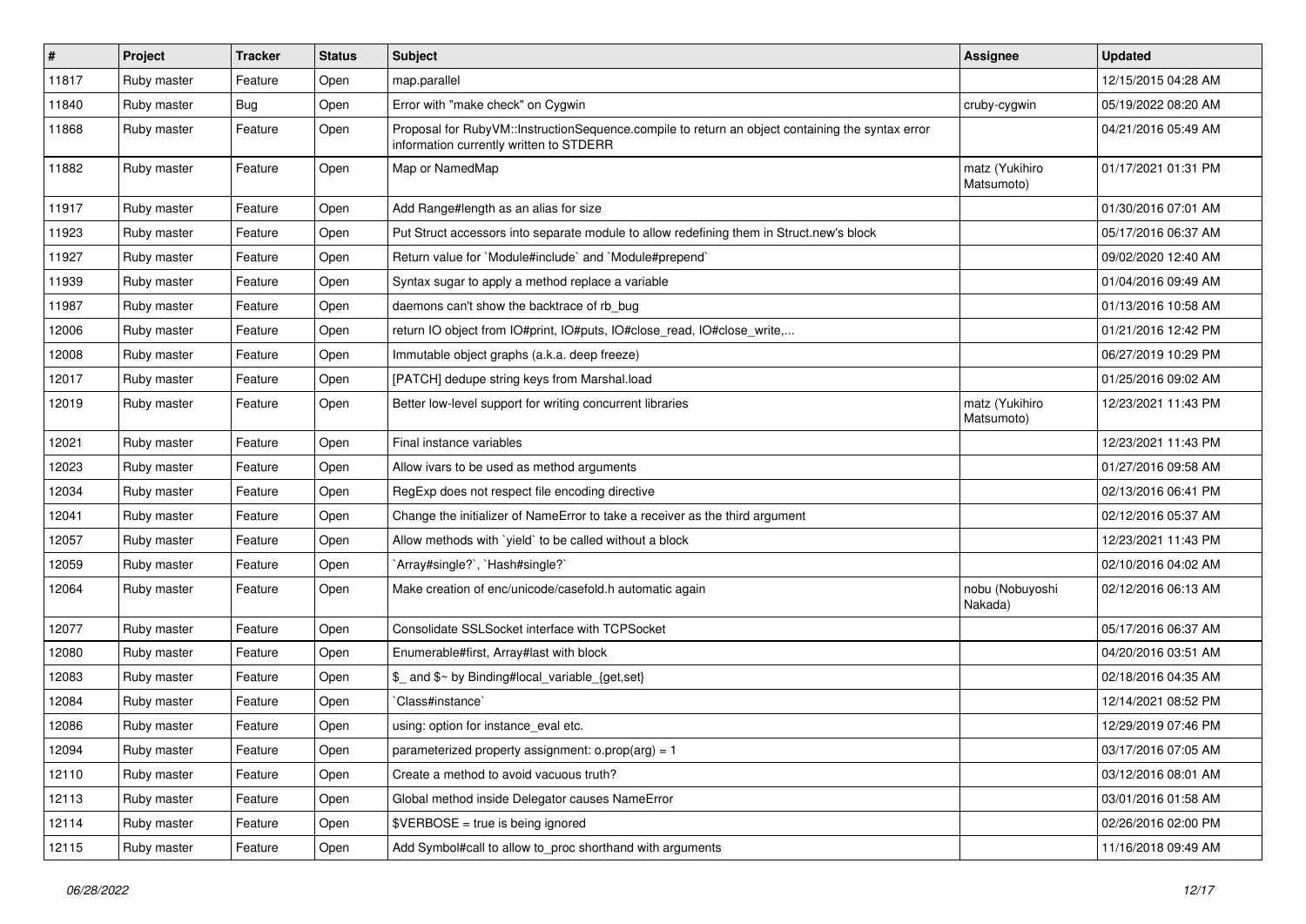| # | Project | Tracker | Status | Subject | Assignee | Updated |
|---|---|---|---|---|---|---|
| 11817 | Ruby master | Feature | Open | map.parallel | | 12/15/2015 04:28 AM |
| 11840 | Ruby master | Bug | Open | Error with "make check" on Cygwin | cruby-cygwin | 05/19/2022 08:20 AM |
| 11868 | Ruby master | Feature | Open | Proposal for RubyVM::InstructionSequence.compile to return an object containing the syntax error information currently written to STDERR | | 04/21/2016 05:49 AM |
| 11882 | Ruby master | Feature | Open | Map or NamedMap | matz (Yukihiro Matsumoto) | 01/17/2021 01:31 PM |
| 11917 | Ruby master | Feature | Open | Add Range#length as an alias for size | | 01/30/2016 07:01 AM |
| 11923 | Ruby master | Feature | Open | Put Struct accessors into separate module to allow redefining them in Struct.new's block | | 05/17/2016 06:37 AM |
| 11927 | Ruby master | Feature | Open | Return value for `Module#include` and `Module#prepend` | | 09/02/2020 12:40 AM |
| 11939 | Ruby master | Feature | Open | Syntax sugar to apply a method replace a variable | | 01/04/2016 09:49 AM |
| 11987 | Ruby master | Feature | Open | daemons can't show the backtrace of rb_bug | | 01/13/2016 10:58 AM |
| 12006 | Ruby master | Feature | Open | return IO object from IO#print, IO#puts, IO#close_read, IO#close_write,... | | 01/21/2016 12:42 PM |
| 12008 | Ruby master | Feature | Open | Immutable object graphs (a.k.a. deep freeze) | | 06/27/2019 10:29 PM |
| 12017 | Ruby master | Feature | Open | [PATCH] dedupe string keys from Marshal.load | | 01/25/2016 09:02 AM |
| 12019 | Ruby master | Feature | Open | Better low-level support for writing concurrent libraries | matz (Yukihiro Matsumoto) | 12/23/2021 11:43 PM |
| 12021 | Ruby master | Feature | Open | Final instance variables | | 12/23/2021 11:43 PM |
| 12023 | Ruby master | Feature | Open | Allow ivars to be used as method arguments | | 01/27/2016 09:58 AM |
| 12034 | Ruby master | Feature | Open | RegExp does not respect file encoding directive | | 02/13/2016 06:41 PM |
| 12041 | Ruby master | Feature | Open | Change the initializer of NameError to take a receiver as the third argument | | 02/12/2016 05:37 AM |
| 12057 | Ruby master | Feature | Open | Allow methods with `yield` to be called without a block | | 12/23/2021 11:43 PM |
| 12059 | Ruby master | Feature | Open | `Array#single?`, `Hash#single?` | | 02/10/2016 04:02 AM |
| 12064 | Ruby master | Feature | Open | Make creation of enc/unicode/casefold.h automatic again | nobu (Nobuyoshi Nakada) | 02/12/2016 06:13 AM |
| 12077 | Ruby master | Feature | Open | Consolidate SSLSocket interface with TCPSocket | | 05/17/2016 06:37 AM |
| 12080 | Ruby master | Feature | Open | Enumerable#first, Array#last with block | | 04/20/2016 03:51 AM |
| 12083 | Ruby master | Feature | Open | $_ and $~ by Binding#local_variable_{get,set} | | 02/18/2016 04:35 AM |
| 12084 | Ruby master | Feature | Open | `Class#instance` | | 12/14/2021 08:52 PM |
| 12086 | Ruby master | Feature | Open | using: option for instance_eval etc. | | 12/29/2019 07:46 PM |
| 12094 | Ruby master | Feature | Open | parameterized property assignment: o.prop(arg) = 1 | | 03/17/2016 07:05 AM |
| 12110 | Ruby master | Feature | Open | Create a method to avoid vacuous truth? | | 03/12/2016 08:01 AM |
| 12113 | Ruby master | Feature | Open | Global method inside Delegator causes NameError | | 03/01/2016 01:58 AM |
| 12114 | Ruby master | Feature | Open | $VERBOSE = true is being ignored | | 02/26/2016 02:00 PM |
| 12115 | Ruby master | Feature | Open | Add Symbol#call to allow to_proc shorthand with arguments | | 11/16/2018 09:49 AM |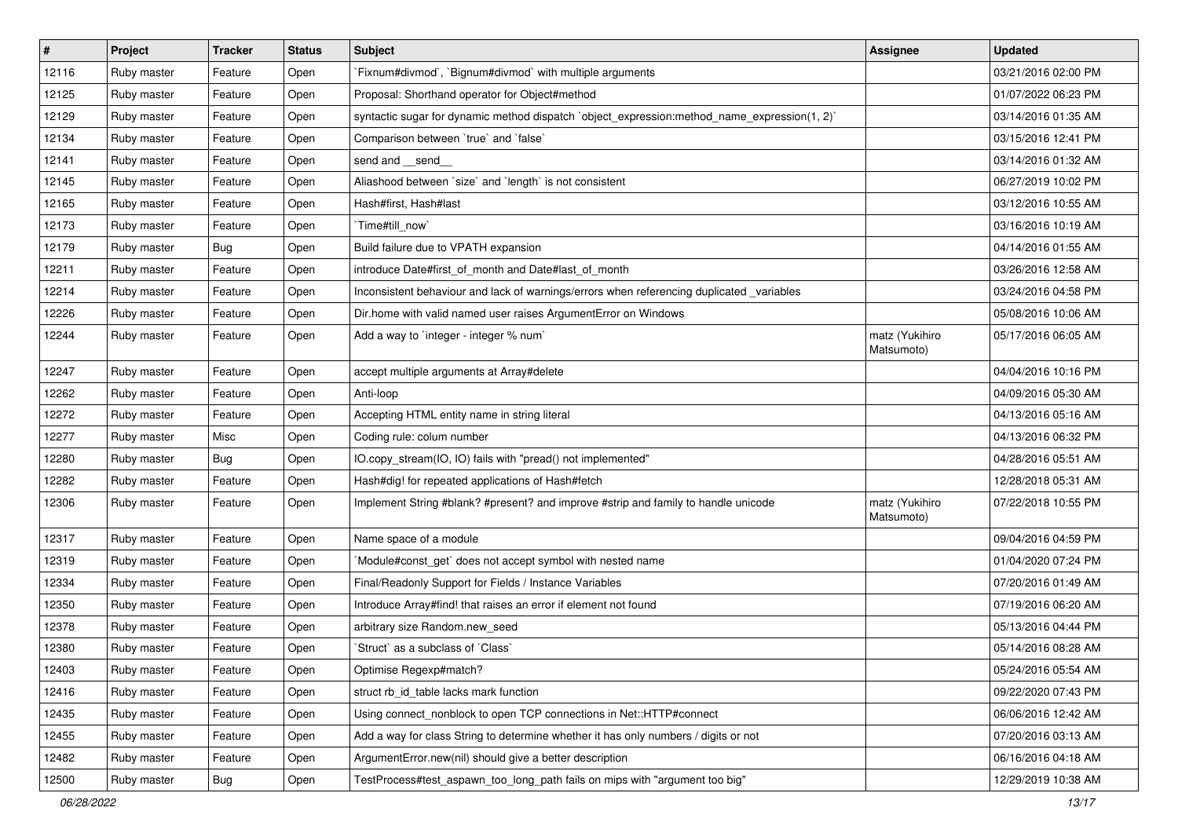| # | Project | Tracker | Status | Subject | Assignee | Updated |
|---|---|---|---|---|---|---|
| 12116 | Ruby master | Feature | Open | `Fixnum#divmod`, `Bignum#divmod` with multiple arguments | | 03/21/2016 02:00 PM |
| 12125 | Ruby master | Feature | Open | Proposal: Shorthand operator for Object#method | | 01/07/2022 06:23 PM |
| 12129 | Ruby master | Feature | Open | syntactic sugar for dynamic method dispatch `object_expression:method_name_expression(1, 2)` | | 03/14/2016 01:35 AM |
| 12134 | Ruby master | Feature | Open | Comparison between `true` and `false` | | 03/15/2016 12:41 PM |
| 12141 | Ruby master | Feature | Open | send and __send__ | | 03/14/2016 01:32 AM |
| 12145 | Ruby master | Feature | Open | Aliashood between `size` and `length` is not consistent | | 06/27/2019 10:02 PM |
| 12165 | Ruby master | Feature | Open | Hash#first, Hash#last | | 03/12/2016 10:55 AM |
| 12173 | Ruby master | Feature | Open | `Time#till_now` | | 03/16/2016 10:19 AM |
| 12179 | Ruby master | Bug | Open | Build failure due to VPATH expansion | | 04/14/2016 01:55 AM |
| 12211 | Ruby master | Feature | Open | introduce Date#first_of_month and Date#last_of_month | | 03/26/2016 12:58 AM |
| 12214 | Ruby master | Feature | Open | Inconsistent behaviour and lack of warnings/errors when referencing duplicated _variables | | 03/24/2016 04:58 PM |
| 12226 | Ruby master | Feature | Open | Dir.home with valid named user raises ArgumentError on Windows | | 05/08/2016 10:06 AM |
| 12244 | Ruby master | Feature | Open | Add a way to `integer - integer % num` | matz (Yukihiro Matsumoto) | 05/17/2016 06:05 AM |
| 12247 | Ruby master | Feature | Open | accept multiple arguments at Array#delete | | 04/04/2016 10:16 PM |
| 12262 | Ruby master | Feature | Open | Anti-loop | | 04/09/2016 05:30 AM |
| 12272 | Ruby master | Feature | Open | Accepting HTML entity name in string literal | | 04/13/2016 05:16 AM |
| 12277 | Ruby master | Misc | Open | Coding rule: colum number | | 04/13/2016 06:32 PM |
| 12280 | Ruby master | Bug | Open | IO.copy_stream(IO, IO) fails with "pread() not implemented" | | 04/28/2016 05:51 AM |
| 12282 | Ruby master | Feature | Open | Hash#dig! for repeated applications of Hash#fetch | | 12/28/2018 05:31 AM |
| 12306 | Ruby master | Feature | Open | Implement String #blank? #present? and improve #strip and family to handle unicode | matz (Yukihiro Matsumoto) | 07/22/2018 10:55 PM |
| 12317 | Ruby master | Feature | Open | Name space of a module | | 09/04/2016 04:59 PM |
| 12319 | Ruby master | Feature | Open | `Module#const_get` does not accept symbol with nested name | | 01/04/2020 07:24 PM |
| 12334 | Ruby master | Feature | Open | Final/Readonly Support for Fields / Instance Variables | | 07/20/2016 01:49 AM |
| 12350 | Ruby master | Feature | Open | Introduce Array#find! that raises an error if element not found | | 07/19/2016 06:20 AM |
| 12378 | Ruby master | Feature | Open | arbitrary size Random.new_seed | | 05/13/2016 04:44 PM |
| 12380 | Ruby master | Feature | Open | `Struct` as a subclass of `Class` | | 05/14/2016 08:28 AM |
| 12403 | Ruby master | Feature | Open | Optimise Regexp#match? | | 05/24/2016 05:54 AM |
| 12416 | Ruby master | Feature | Open | struct rb_id_table lacks mark function | | 09/22/2020 07:43 PM |
| 12435 | Ruby master | Feature | Open | Using connect_nonblock to open TCP connections in Net::HTTP#connect | | 06/06/2016 12:42 AM |
| 12455 | Ruby master | Feature | Open | Add a way for class String to determine whether it has only numbers / digits or not | | 07/20/2016 03:13 AM |
| 12482 | Ruby master | Feature | Open | ArgumentError.new(nil) should give a better description | | 06/16/2016 04:18 AM |
| 12500 | Ruby master | Bug | Open | TestProcess#test_aspawn_too_long_path fails on mips with "argument too big" | | 12/29/2019 10:38 AM |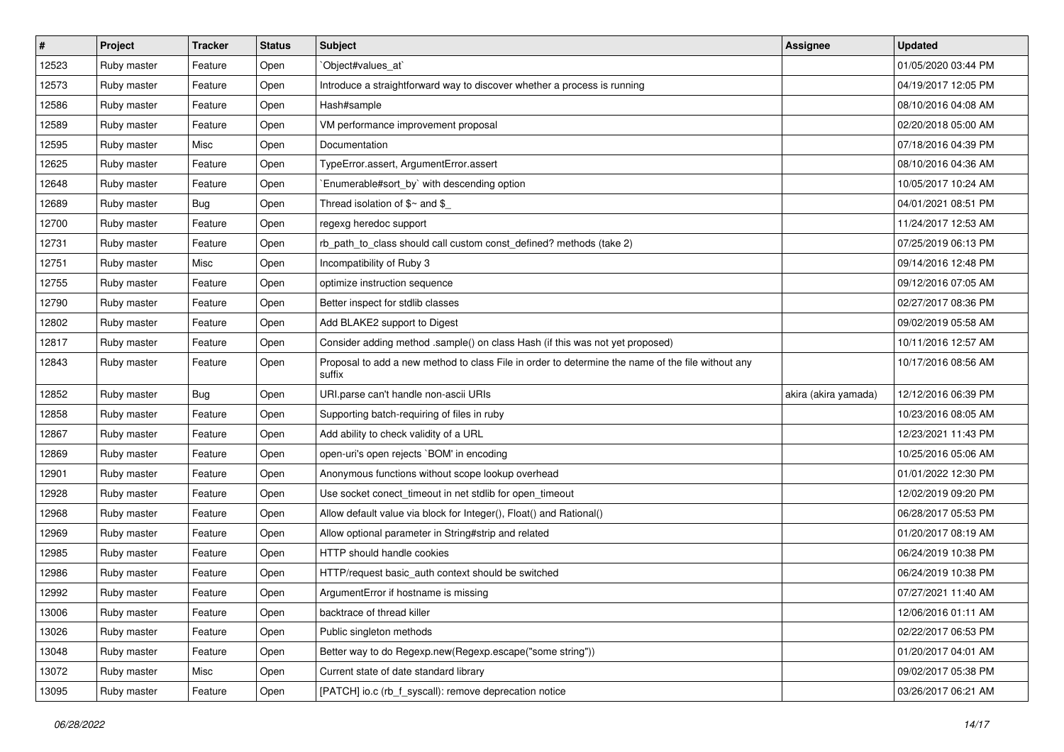| # | Project | Tracker | Status | Subject | Assignee | Updated |
|---|---|---|---|---|---|---|
| 12523 | Ruby master | Feature | Open | `Object#values_at` | | 01/05/2020 03:44 PM |
| 12573 | Ruby master | Feature | Open | Introduce a straightforward way to discover whether a process is running | | 04/19/2017 12:05 PM |
| 12586 | Ruby master | Feature | Open | Hash#sample | | 08/10/2016 04:08 AM |
| 12589 | Ruby master | Feature | Open | VM performance improvement proposal | | 02/20/2018 05:00 AM |
| 12595 | Ruby master | Misc | Open | Documentation | | 07/18/2016 04:39 PM |
| 12625 | Ruby master | Feature | Open | TypeError.assert, ArgumentError.assert | | 08/10/2016 04:36 AM |
| 12648 | Ruby master | Feature | Open | `Enumerable#sort_by` with descending option | | 10/05/2017 10:24 AM |
| 12689 | Ruby master | Bug | Open | Thread isolation of $~ and $_ | | 04/01/2021 08:51 PM |
| 12700 | Ruby master | Feature | Open | regexg heredoc support | | 11/24/2017 12:53 AM |
| 12731 | Ruby master | Feature | Open | rb_path_to_class should call custom const_defined? methods (take 2) | | 07/25/2019 06:13 PM |
| 12751 | Ruby master | Misc | Open | Incompatibility of Ruby 3 | | 09/14/2016 12:48 PM |
| 12755 | Ruby master | Feature | Open | optimize instruction sequence | | 09/12/2016 07:05 AM |
| 12790 | Ruby master | Feature | Open | Better inspect for stdlib classes | | 02/27/2017 08:36 PM |
| 12802 | Ruby master | Feature | Open | Add BLAKE2 support to Digest | | 09/02/2019 05:58 AM |
| 12817 | Ruby master | Feature | Open | Consider adding method .sample() on class Hash (if this was not yet proposed) | | 10/11/2016 12:57 AM |
| 12843 | Ruby master | Feature | Open | Proposal to add a new method to class File in order to determine the name of the file without any suffix | | 10/17/2016 08:56 AM |
| 12852 | Ruby master | Bug | Open | URI.parse can't handle non-ascii URIs | akira (akira yamada) | 12/12/2016 06:39 PM |
| 12858 | Ruby master | Feature | Open | Supporting batch-requiring of files in ruby | | 10/23/2016 08:05 AM |
| 12867 | Ruby master | Feature | Open | Add ability to check validity of a URL | | 12/23/2021 11:43 PM |
| 12869 | Ruby master | Feature | Open | open-uri's open rejects `BOM' in encoding | | 10/25/2016 05:06 AM |
| 12901 | Ruby master | Feature | Open | Anonymous functions without scope lookup overhead | | 01/01/2022 12:30 PM |
| 12928 | Ruby master | Feature | Open | Use socket conect_timeout in net stdlib for open_timeout | | 12/02/2019 09:20 PM |
| 12968 | Ruby master | Feature | Open | Allow default value via block for Integer(), Float() and Rational() | | 06/28/2017 05:53 PM |
| 12969 | Ruby master | Feature | Open | Allow optional parameter in String#strip and related | | 01/20/2017 08:19 AM |
| 12985 | Ruby master | Feature | Open | HTTP should handle cookies | | 06/24/2019 10:38 PM |
| 12986 | Ruby master | Feature | Open | HTTP/request basic_auth context should be switched | | 06/24/2019 10:38 PM |
| 12992 | Ruby master | Feature | Open | ArgumentError if hostname is missing | | 07/27/2021 11:40 AM |
| 13006 | Ruby master | Feature | Open | backtrace of thread killer | | 12/06/2016 01:11 AM |
| 13026 | Ruby master | Feature | Open | Public singleton methods | | 02/22/2017 06:53 PM |
| 13048 | Ruby master | Feature | Open | Better way to do Regexp.new(Regexp.escape("some string")) | | 01/20/2017 04:01 AM |
| 13072 | Ruby master | Misc | Open | Current state of date standard library | | 09/02/2017 05:38 PM |
| 13095 | Ruby master | Feature | Open | [PATCH] io.c (rb_f_syscall): remove deprecation notice | | 03/26/2017 06:21 AM |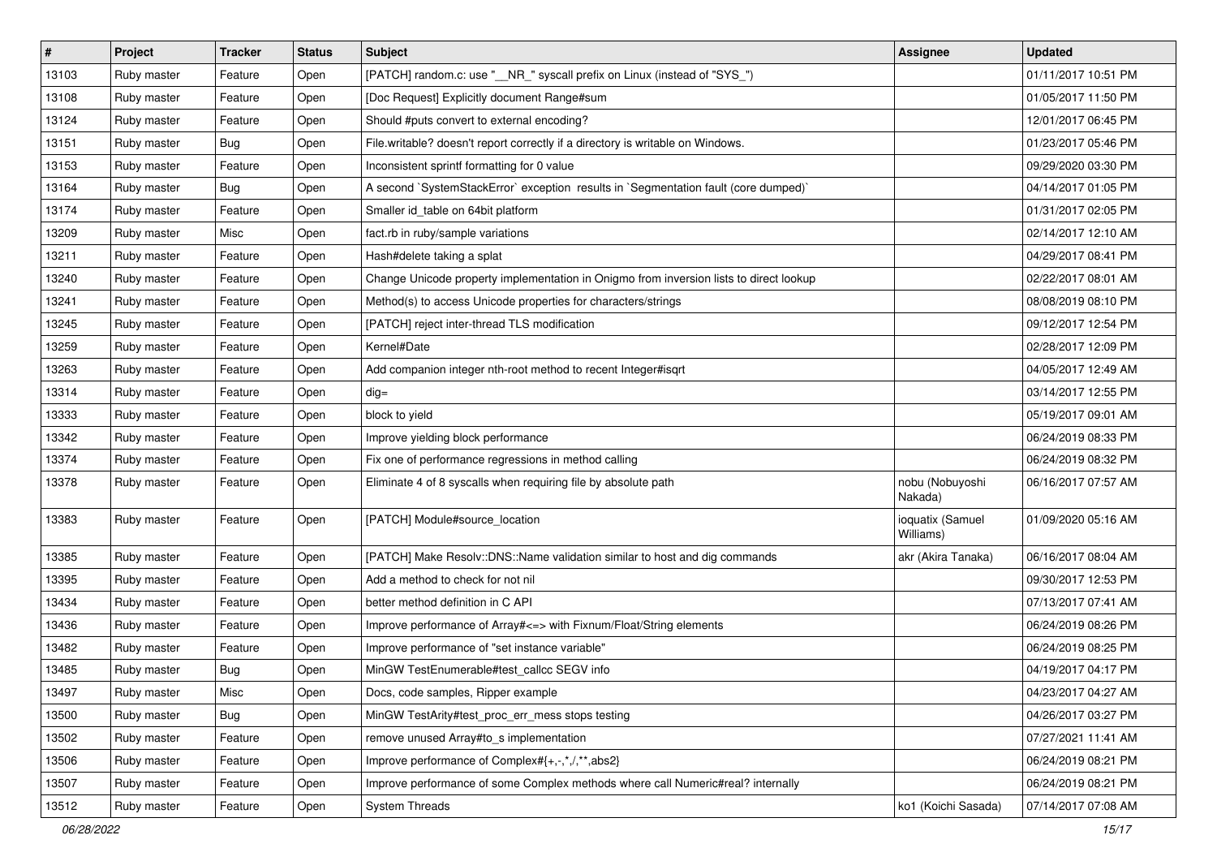| # | Project | Tracker | Status | Subject | Assignee | Updated |
|---|---|---|---|---|---|---|
| 13103 | Ruby master | Feature | Open | [PATCH] random.c: use "__NR_" syscall prefix on Linux (instead of "SYS_") | | 01/11/2017 10:51 PM |
| 13108 | Ruby master | Feature | Open | [Doc Request] Explicitly document Range#sum | | 01/05/2017 11:50 PM |
| 13124 | Ruby master | Feature | Open | Should #puts convert to external encoding? | | 12/01/2017 06:45 PM |
| 13151 | Ruby master | Bug | Open | File.writable? doesn't report correctly if a directory is writable on Windows. | | 01/23/2017 05:46 PM |
| 13153 | Ruby master | Feature | Open | Inconsistent sprintf formatting for 0 value | | 09/29/2020 03:30 PM |
| 13164 | Ruby master | Bug | Open | A second `SystemStackError` exception results in `Segmentation fault (core dumped)` | | 04/14/2017 01:05 PM |
| 13174 | Ruby master | Feature | Open | Smaller id_table on 64bit platform | | 01/31/2017 02:05 PM |
| 13209 | Ruby master | Misc | Open | fact.rb in ruby/sample variations | | 02/14/2017 12:10 AM |
| 13211 | Ruby master | Feature | Open | Hash#delete taking a splat | | 04/29/2017 08:41 PM |
| 13240 | Ruby master | Feature | Open | Change Unicode property implementation in Onigmo from inversion lists to direct lookup | | 02/22/2017 08:01 AM |
| 13241 | Ruby master | Feature | Open | Method(s) to access Unicode properties for characters/strings | | 08/08/2019 08:10 PM |
| 13245 | Ruby master | Feature | Open | [PATCH] reject inter-thread TLS modification | | 09/12/2017 12:54 PM |
| 13259 | Ruby master | Feature | Open | Kernel#Date | | 02/28/2017 12:09 PM |
| 13263 | Ruby master | Feature | Open | Add companion integer nth-root method to recent Integer#isqrt | | 04/05/2017 12:49 AM |
| 13314 | Ruby master | Feature | Open | dig= | | 03/14/2017 12:55 PM |
| 13333 | Ruby master | Feature | Open | block to yield | | 05/19/2017 09:01 AM |
| 13342 | Ruby master | Feature | Open | Improve yielding block performance | | 06/24/2019 08:33 PM |
| 13374 | Ruby master | Feature | Open | Fix one of performance regressions in method calling | | 06/24/2019 08:32 PM |
| 13378 | Ruby master | Feature | Open | Eliminate 4 of 8 syscalls when requiring file by absolute path | nobu (Nobuyoshi Nakada) | 06/16/2017 07:57 AM |
| 13383 | Ruby master | Feature | Open | [PATCH] Module#source_location | ioquatix (Samuel Williams) | 01/09/2020 05:16 AM |
| 13385 | Ruby master | Feature | Open | [PATCH] Make Resolv::DNS::Name validation similar to host and dig commands | akr (Akira Tanaka) | 06/16/2017 08:04 AM |
| 13395 | Ruby master | Feature | Open | Add a method to check for not nil | | 09/30/2017 12:53 PM |
| 13434 | Ruby master | Feature | Open | better method definition in C API | | 07/13/2017 07:41 AM |
| 13436 | Ruby master | Feature | Open | Improve performance of Array#<=> with Fixnum/Float/String elements | | 06/24/2019 08:26 PM |
| 13482 | Ruby master | Feature | Open | Improve performance of "set instance variable" | | 06/24/2019 08:25 PM |
| 13485 | Ruby master | Bug | Open | MinGW TestEnumerable#test_callcc SEGV info | | 04/19/2017 04:17 PM |
| 13497 | Ruby master | Misc | Open | Docs, code samples, Ripper example | | 04/23/2017 04:27 AM |
| 13500 | Ruby master | Bug | Open | MinGW TestArity#test_proc_err_mess stops testing | | 04/26/2017 03:27 PM |
| 13502 | Ruby master | Feature | Open | remove unused Array#to_s implementation | | 07/27/2021 11:41 AM |
| 13506 | Ruby master | Feature | Open | Improve performance of Complex#{+,-,*,/,**,abs2} | | 06/24/2019 08:21 PM |
| 13507 | Ruby master | Feature | Open | Improve performance of some Complex methods where call Numeric#real? internally | | 06/24/2019 08:21 PM |
| 13512 | Ruby master | Feature | Open | System Threads | ko1 (Koichi Sasada) | 07/14/2017 07:08 AM |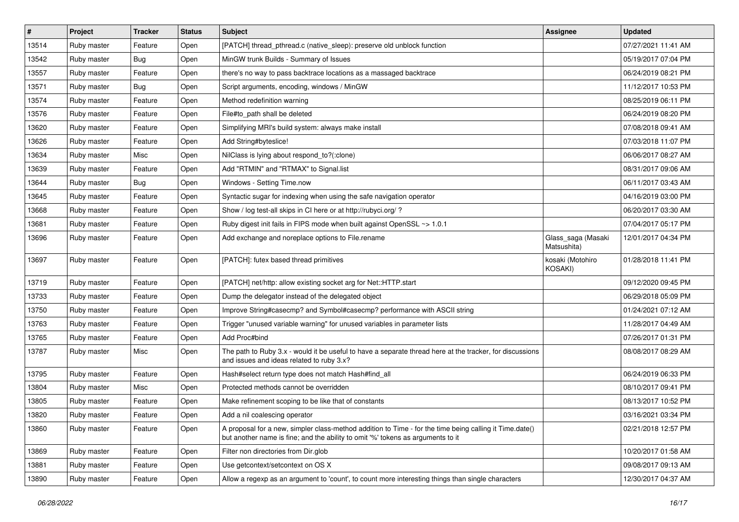| # | Project | Tracker | Status | Subject | Assignee | Updated |
|---|---|---|---|---|---|---|
| 13514 | Ruby master | Feature | Open | [PATCH] thread_pthread.c (native_sleep): preserve old unblock function | | 07/27/2021 11:41 AM |
| 13542 | Ruby master | Bug | Open | MinGW trunk Builds - Summary of Issues | | 05/19/2017 07:04 PM |
| 13557 | Ruby master | Feature | Open | there's no way to pass backtrace locations as a massaged backtrace | | 06/24/2019 08:21 PM |
| 13571 | Ruby master | Bug | Open | Script arguments, encoding, windows / MinGW | | 11/12/2017 10:53 PM |
| 13574 | Ruby master | Feature | Open | Method redefinition warning | | 08/25/2019 06:11 PM |
| 13576 | Ruby master | Feature | Open | File#to_path shall be deleted | | 06/24/2019 08:20 PM |
| 13620 | Ruby master | Feature | Open | Simplifying MRI's build system: always make install | | 07/08/2018 09:41 AM |
| 13626 | Ruby master | Feature | Open | Add String#byteslice! | | 07/03/2018 11:07 PM |
| 13634 | Ruby master | Misc | Open | NilClass is lying about respond_to?(:clone) | | 06/06/2017 08:27 AM |
| 13639 | Ruby master | Feature | Open | Add "RTMIN" and "RTMAX" to Signal.list | | 08/31/2017 09:06 AM |
| 13644 | Ruby master | Bug | Open | Windows - Setting Time.now | | 06/11/2017 03:43 AM |
| 13645 | Ruby master | Feature | Open | Syntactic sugar for indexing when using the safe navigation operator | | 04/16/2019 03:00 PM |
| 13668 | Ruby master | Feature | Open | Show / log test-all skips in CI here or at http://rubyci.org/ ? | | 06/20/2017 03:30 AM |
| 13681 | Ruby master | Feature | Open | Ruby digest init fails in FIPS mode when built against OpenSSL ~> 1.0.1 | | 07/04/2017 05:17 PM |
| 13696 | Ruby master | Feature | Open | Add exchange and noreplace options to File.rename | Glass_saga (Masaki Matsushita) | 12/01/2017 04:34 PM |
| 13697 | Ruby master | Feature | Open | [PATCH]: futex based thread primitives | kosaki (Motohiro KOSAKI) | 01/28/2018 11:41 PM |
| 13719 | Ruby master | Feature | Open | [PATCH] net/http: allow existing socket arg for Net::HTTP.start | | 09/12/2020 09:45 PM |
| 13733 | Ruby master | Feature | Open | Dump the delegator instead of the delegated object | | 06/29/2018 05:09 PM |
| 13750 | Ruby master | Feature | Open | Improve String#casecmp? and Symbol#casecmp? performance with ASCII string | | 01/24/2021 07:12 AM |
| 13763 | Ruby master | Feature | Open | Trigger "unused variable warning" for unused variables in parameter lists | | 11/28/2017 04:49 AM |
| 13765 | Ruby master | Feature | Open | Add Proc#bind | | 07/26/2017 01:31 PM |
| 13787 | Ruby master | Misc | Open | The path to Ruby 3.x - would it be useful to have a separate thread here at the tracker, for discussions and issues and ideas related to ruby 3.x? | | 08/08/2017 08:29 AM |
| 13795 | Ruby master | Feature | Open | Hash#select return type does not match Hash#find_all | | 06/24/2019 06:33 PM |
| 13804 | Ruby master | Misc | Open | Protected methods cannot be overridden | | 08/10/2017 09:41 PM |
| 13805 | Ruby master | Feature | Open | Make refinement scoping to be like that of constants | | 08/13/2017 10:52 PM |
| 13820 | Ruby master | Feature | Open | Add a nil coalescing operator | | 03/16/2021 03:34 PM |
| 13860 | Ruby master | Feature | Open | A proposal for a new, simpler class-method addition to Time - for the time being calling it Time.date() but another name is fine; and the ability to omit '%' tokens as arguments to it | | 02/21/2018 12:57 PM |
| 13869 | Ruby master | Feature | Open | Filter non directories from Dir.glob | | 10/20/2017 01:58 AM |
| 13881 | Ruby master | Feature | Open | Use getcontext/setcontext on OS X | | 09/08/2017 09:13 AM |
| 13890 | Ruby master | Feature | Open | Allow a regexp as an argument to 'count', to count more interesting things than single characters | | 12/30/2017 04:37 AM |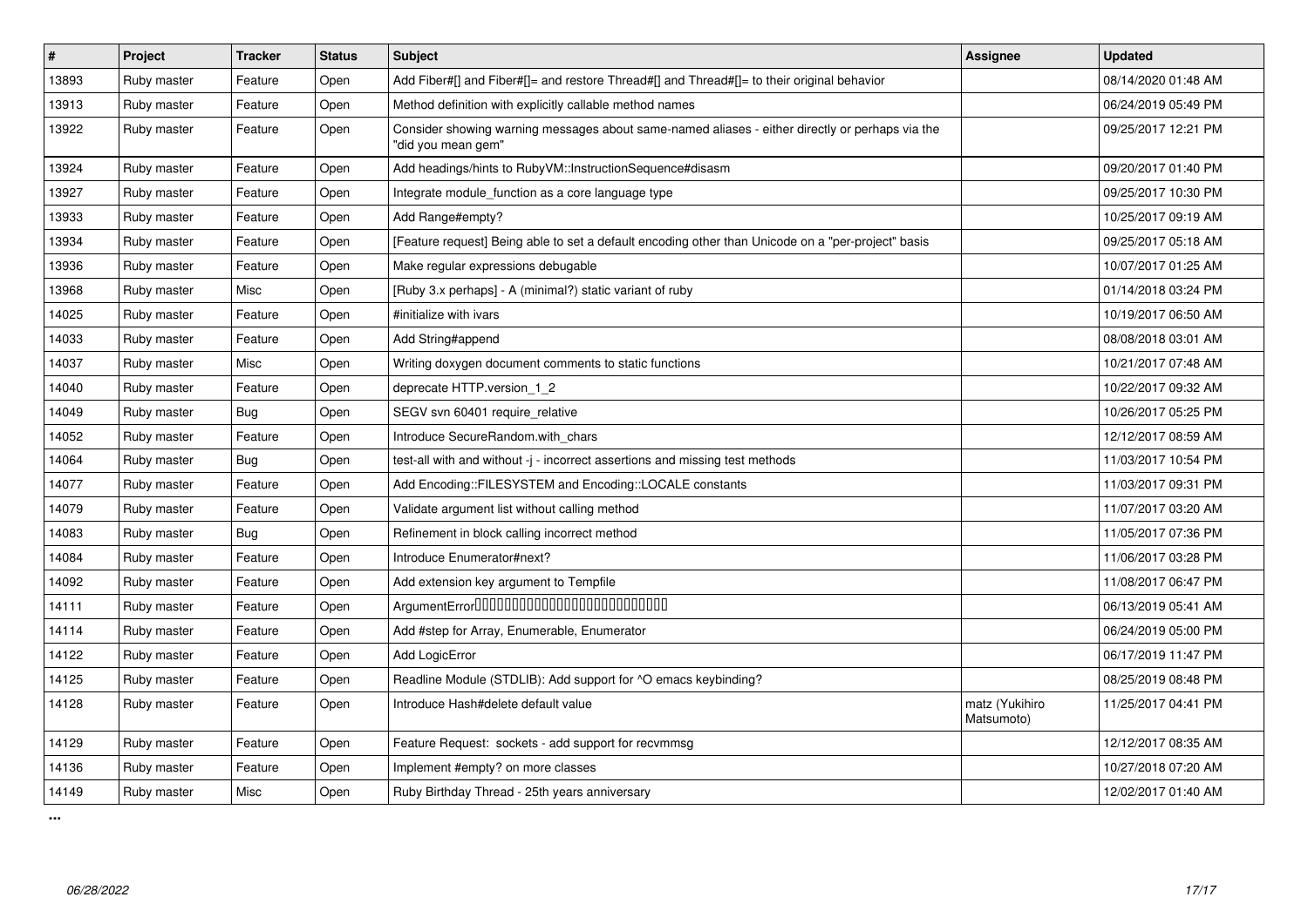| # | Project | Tracker | Status | Subject | Assignee | Updated |
|---|---|---|---|---|---|---|
| 13893 | Ruby master | Feature | Open | Add Fiber#[] and Fiber#[]= and restore Thread#[] and Thread#[]= to their original behavior | | 08/14/2020 01:48 AM |
| 13913 | Ruby master | Feature | Open | Method definition with explicitly callable method names | | 06/24/2019 05:49 PM |
| 13922 | Ruby master | Feature | Open | Consider showing warning messages about same-named aliases - either directly or perhaps via the "did you mean gem" | | 09/25/2017 12:21 PM |
| 13924 | Ruby master | Feature | Open | Add headings/hints to RubyVM::InstructionSequence#disasm | | 09/20/2017 01:40 PM |
| 13927 | Ruby master | Feature | Open | Integrate module_function as a core language type | | 09/25/2017 10:30 PM |
| 13933 | Ruby master | Feature | Open | Add Range#empty? | | 10/25/2017 09:19 AM |
| 13934 | Ruby master | Feature | Open | [Feature request] Being able to set a default encoding other than Unicode on a "per-project" basis | | 09/25/2017 05:18 AM |
| 13936 | Ruby master | Feature | Open | Make regular expressions debugable | | 10/07/2017 01:25 AM |
| 13968 | Ruby master | Misc | Open | [Ruby 3.x perhaps] - A (minimal?) static variant of ruby | | 01/14/2018 03:24 PM |
| 14025 | Ruby master | Feature | Open | #initialize with ivars | | 10/19/2017 06:50 AM |
| 14033 | Ruby master | Feature | Open | Add String#append | | 08/08/2018 03:01 AM |
| 14037 | Ruby master | Misc | Open | Writing doxygen document comments to static functions | | 10/21/2017 07:48 AM |
| 14040 | Ruby master | Feature | Open | deprecate HTTP.version_1_2 | | 10/22/2017 09:32 AM |
| 14049 | Ruby master | Bug | Open | SEGV svn 60401 require_relative | | 10/26/2017 05:25 PM |
| 14052 | Ruby master | Feature | Open | Introduce SecureRandom.with_chars | | 12/12/2017 08:59 AM |
| 14064 | Ruby master | Bug | Open | test-all with and without -j - incorrect assertions and missing test methods | | 11/03/2017 10:54 PM |
| 14077 | Ruby master | Feature | Open | Add Encoding::FILESYSTEM and Encoding::LOCALE constants | | 11/03/2017 09:31 PM |
| 14079 | Ruby master | Feature | Open | Validate argument list without calling method | | 11/07/2017 03:20 AM |
| 14083 | Ruby master | Bug | Open | Refinement in block calling incorrect method | | 11/05/2017 07:36 PM |
| 14084 | Ruby master | Feature | Open | Introduce Enumerator#next? | | 11/06/2017 03:28 PM |
| 14092 | Ruby master | Feature | Open | Add extension key argument to Tempfile | | 11/08/2017 06:47 PM |
| 14111 | Ruby master | Feature | Open | ArgumentError | | 06/13/2019 05:41 AM |
| 14114 | Ruby master | Feature | Open | Add #step for Array, Enumerable, Enumerator | | 06/24/2019 05:00 PM |
| 14122 | Ruby master | Feature | Open | Add LogicError | | 06/17/2019 11:47 PM |
| 14125 | Ruby master | Feature | Open | Readline Module (STDLIB): Add support for ^O emacs keybinding? | | 08/25/2019 08:48 PM |
| 14128 | Ruby master | Feature | Open | Introduce Hash#delete default value | matz (Yukihiro Matsumoto) | 11/25/2017 04:41 PM |
| 14129 | Ruby master | Feature | Open | Feature Request: sockets - add support for recvmmsg | | 12/12/2017 08:35 AM |
| 14136 | Ruby master | Feature | Open | Implement #empty? on more classes | | 10/27/2018 07:20 AM |
| 14149 | Ruby master | Misc | Open | Ruby Birthday Thread - 25th years anniversary | | 12/02/2017 01:40 AM |

...